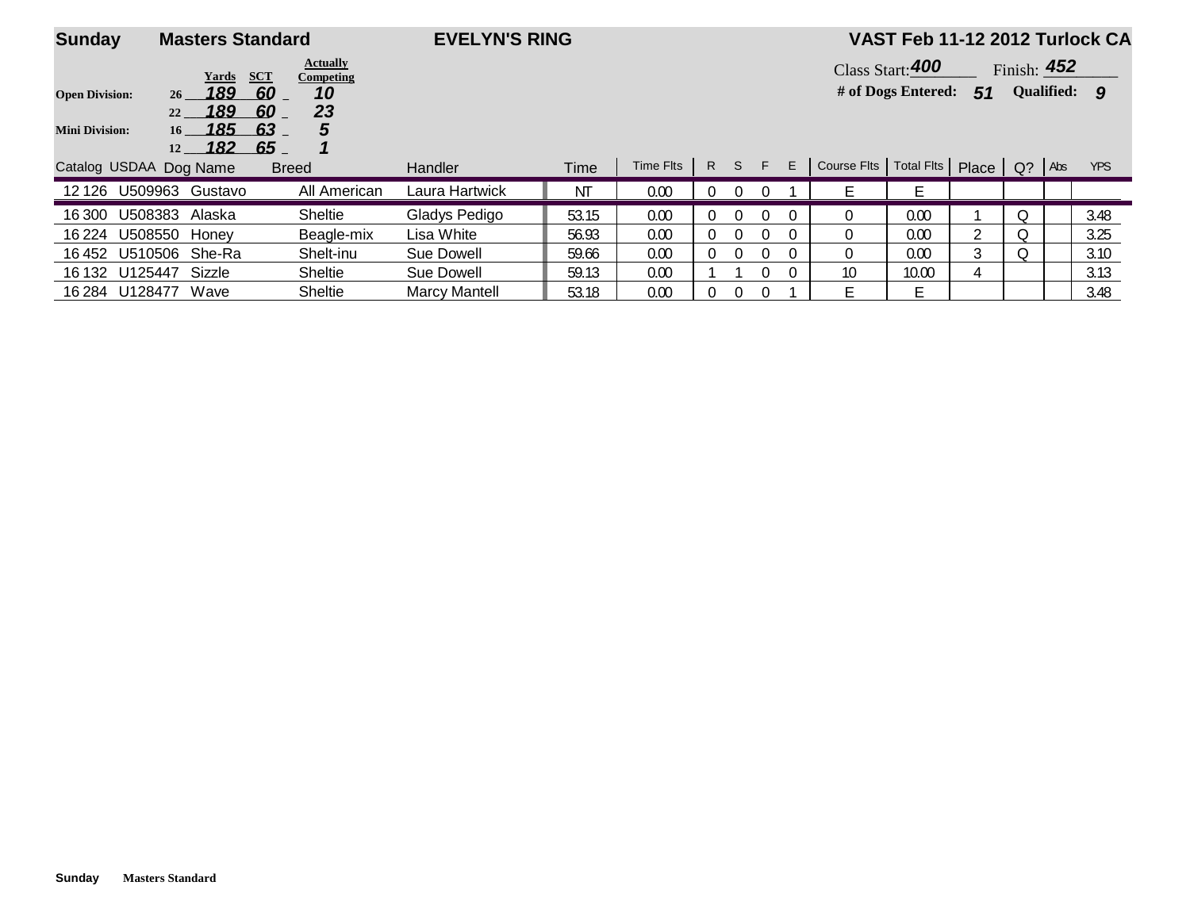**Sunday** | **Masters Standard** | **EVELYN'S RING** | **VAST Feb 11-12 2012 Turlock CA**

| | Height | Yards | SCT | Actually Competing |
|---|---|---|---|---|
| **Open Division:** | 26 | 189 | 60 | 10 |
| | 22 | 189 | 60 | 23 |
| **Mini Division:** | 16 | 185 | 63 | 5 |
| | 12 | 182 | 65 | 1 |

Class Start: **400** Finish: **452**

**# of Dogs Entered: 51** **Qualified: 9**

| Catalog | USDAA | Dog Name | Breed | Handler | Time | Time Flts | R | S | F | E | Course Flts | Total Flts | Place | Q? | Abs | YPS |
|---|---|---|---|---|---|---|---|---|---|---|---|---|---|---|---|---|
| 12 126 | U509963 | Gustavo | All American | Laura Hartwick | NT | 0.00 | 0 | 0 | 0 | 1 | E | E | | | | |
| 16 300 | U508383 | Alaska | Sheltie | Gladys Pedigo | 53.15 | 0.00 | 0 | 0 | 0 | 0 | 0 | 0.00 | 1 | Q | | 3.48 |
| 16 224 | U508550 | Honey | Beagle-mix | Lisa White | 56.93 | 0.00 | 0 | 0 | 0 | 0 | 0 | 0.00 | 2 | Q | | 3.25 |
| 16 452 | U510506 | She-Ra | Shelt-inu | Sue Dowell | 59.66 | 0.00 | 0 | 0 | 0 | 0 | 0 | 0.00 | 3 | Q | | 3.10 |
| 16 132 | U125447 | Sizzle | Sheltie | Sue Dowell | 59.13 | 0.00 | 1 | 1 | 0 | 0 | 10 | 10.00 | 4 | | | 3.13 |
| 16 284 | U128477 | Wave | Sheltie | Marcy Mantell | 53.18 | 0.00 | 0 | 0 | 0 | 1 | E | E | | | | 3.48 |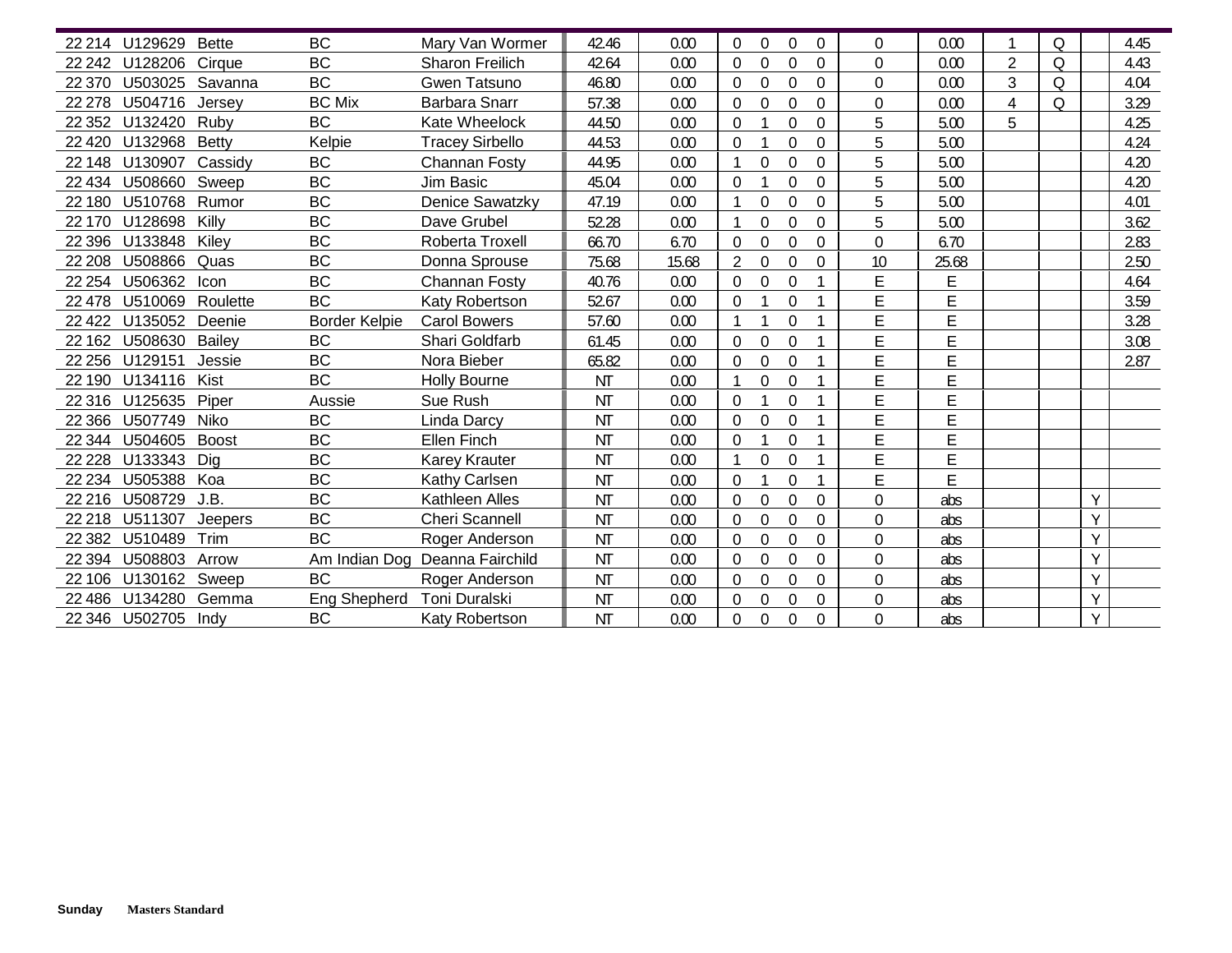| | | | | | | | | | | | | | | | | |
|---|---|---|---|---|---|---|---|---|---|---|---|---|---|---|---|---|
| 22 214 | U129629 | Bette | BC | Mary Van Wormer | 42.46 | 0.00 | 0 | 0 | 0 | 0 | 0 | 0.00 | 1 | Q | | 4.45 |
| 22 242 | U128206 | Cirque | BC | Sharon Freilich | 42.64 | 0.00 | 0 | 0 | 0 | 0 | 0 | 0.00 | 2 | Q | | 4.43 |
| 22 370 | U503025 | Savanna | BC | Gwen Tatsuno | 46.80 | 0.00 | 0 | 0 | 0 | 0 | 0 | 0.00 | 3 | Q | | 4.04 |
| 22 278 | U504716 | Jersey | BC Mix | Barbara Snarr | 57.38 | 0.00 | 0 | 0 | 0 | 0 | 0 | 0.00 | 4 | Q | | 3.29 |
| 22 352 | U132420 | Ruby | BC | Kate Wheelock | 44.50 | 0.00 | 0 | 1 | 0 | 0 | 5 | 5.00 | 5 | | | 4.25 |
| 22 420 | U132968 | Betty | Kelpie | Tracey Sirbello | 44.53 | 0.00 | 0 | 1 | 0 | 0 | 5 | 5.00 | | | | 4.24 |
| 22 148 | U130907 | Cassidy | BC | Channan Fosty | 44.95 | 0.00 | 1 | 0 | 0 | 0 | 5 | 5.00 | | | | 4.20 |
| 22 434 | U508660 | Sweep | BC | Jim Basic | 45.04 | 0.00 | 0 | 1 | 0 | 0 | 5 | 5.00 | | | | 4.20 |
| 22 180 | U510768 | Rumor | BC | Denice Sawatzky | 47.19 | 0.00 | 1 | 0 | 0 | 0 | 5 | 5.00 | | | | 4.01 |
| 22 170 | U128698 | Killy | BC | Dave Grubel | 52.28 | 0.00 | 1 | 0 | 0 | 0 | 5 | 5.00 | | | | 3.62 |
| 22 396 | U133848 | Kiley | BC | Roberta Troxell | 66.70 | 6.70 | 0 | 0 | 0 | 0 | 0 | 6.70 | | | | 2.83 |
| 22 208 | U508866 | Quas | BC | Donna Sprouse | 75.68 | 15.68 | 2 | 0 | 0 | 0 | 10 | 25.68 | | | | 2.50 |
| 22 254 | U506362 | Icon | BC | Channan Fosty | 40.76 | 0.00 | 0 | 0 | 0 | 1 | E | E | | | | 4.64 |
| 22 478 | U510069 | Roulette | BC | Katy Robertson | 52.67 | 0.00 | 0 | 1 | 0 | 1 | E | E | | | | 3.59 |
| 22 422 | U135052 | Deenie | Border Kelpie | Carol Bowers | 57.60 | 0.00 | 1 | 1 | 0 | 1 | E | E | | | | 3.28 |
| 22 162 | U508630 | Bailey | BC | Shari Goldfarb | 61.45 | 0.00 | 0 | 0 | 0 | 1 | E | E | | | | 3.08 |
| 22 256 | U129151 | Jessie | BC | Nora Bieber | 65.82 | 0.00 | 0 | 0 | 0 | 1 | E | E | | | | 2.87 |
| 22 190 | U134116 | Kist | BC | Holly Bourne | NT | 0.00 | 1 | 0 | 0 | 1 | E | E | | | | |
| 22 316 | U125635 | Piper | Aussie | Sue Rush | NT | 0.00 | 0 | 1 | 0 | 1 | E | E | | | | |
| 22 366 | U507749 | Niko | BC | Linda Darcy | NT | 0.00 | 0 | 0 | 0 | 1 | E | E | | | | |
| 22 344 | U504605 | Boost | BC | Ellen Finch | NT | 0.00 | 0 | 1 | 0 | 1 | E | E | | | | |
| 22 228 | U133343 | Dig | BC | Karey Krauter | NT | 0.00 | 1 | 0 | 0 | 1 | E | E | | | | |
| 22 234 | U505388 | Koa | BC | Kathy Carlsen | NT | 0.00 | 0 | 1 | 0 | 1 | E | E | | | | |
| 22 216 | U508729 | J.B. | BC | Kathleen Alles | NT | 0.00 | 0 | 0 | 0 | 0 | 0 | abs | | | Y | |
| 22 218 | U511307 | Jeepers | BC | Cheri Scannell | NT | 0.00 | 0 | 0 | 0 | 0 | 0 | abs | | | Y | |
| 22 382 | U510489 | Trim | BC | Roger Anderson | NT | 0.00 | 0 | 0 | 0 | 0 | 0 | abs | | | Y | |
| 22 394 | U508803 | Arrow | Am Indian Dog | Deanna Fairchild | NT | 0.00 | 0 | 0 | 0 | 0 | 0 | abs | | | Y | |
| 22 106 | U130162 | Sweep | BC | Roger Anderson | NT | 0.00 | 0 | 0 | 0 | 0 | 0 | abs | | | Y | |
| 22 486 | U134280 | Gemma | Eng Shepherd | Toni Duralski | NT | 0.00 | 0 | 0 | 0 | 0 | 0 | abs | | | Y | |
| 22 346 | U502705 | Indy | BC | Katy Robertson | NT | 0.00 | 0 | 0 | 0 | 0 | 0 | abs | | | Y | |

**Sunday** **Masters Standard**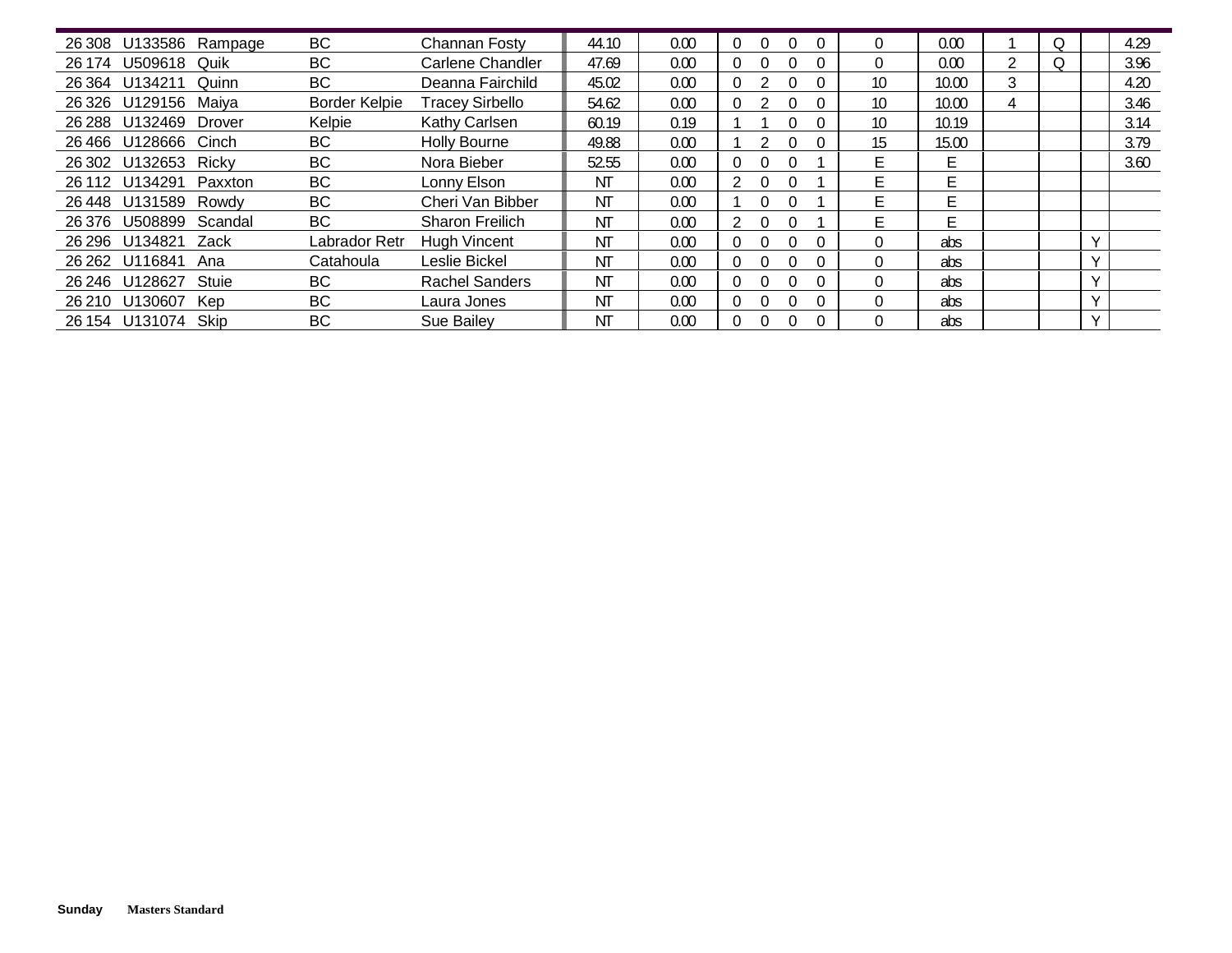| | | | | | | | | | | | | | | | | | |
|---|---|---|---|---|---|---|---|---|---|---|---|---|---|---|---|---|---|
| 26 308 | U133586 | Rampage | BC | Channan Fosty | 44.10 | 0.00 | 0 | 0 | 0 | 0 | 0 | 0.00 | 1 | Q | | 4.29 |
| 26 174 | U509618 | Quik | BC | Carlene Chandler | 47.69 | 0.00 | 0 | 0 | 0 | 0 | 0 | 0.00 | 2 | Q | | 3.96 |
| 26 364 | U134211 | Quinn | BC | Deanna Fairchild | 45.02 | 0.00 | 0 | 2 | 0 | 0 | 10 | 10.00 | 3 | | | 4.20 |
| 26 326 | U129156 | Maiya | Border Kelpie | Tracey Sirbello | 54.62 | 0.00 | 0 | 2 | 0 | 0 | 10 | 10.00 | 4 | | | 3.46 |
| 26 288 | U132469 | Drover | Kelpie | Kathy Carlsen | 60.19 | 0.19 | 1 | 1 | 0 | 0 | 10 | 10.19 | | | | 3.14 |
| 26 466 | U128666 | Cinch | BC | Holly Bourne | 49.88 | 0.00 | 1 | 2 | 0 | 0 | 15 | 15.00 | | | | 3.79 |
| 26 302 | U132653 | Ricky | BC | Nora Bieber | 52.55 | 0.00 | 0 | 0 | 0 | 1 | E | E | | | | 3.60 |
| 26 112 | U134291 | Paxxton | BC | Lonny Elson | NT | 0.00 | 2 | 0 | 0 | 1 | E | E | | | | |
| 26 448 | U131589 | Rowdy | BC | Cheri Van Bibber | NT | 0.00 | 1 | 0 | 0 | 1 | E | E | | | | |
| 26 376 | U508899 | Scandal | BC | Sharon Freilich | NT | 0.00 | 2 | 0 | 0 | 1 | E | E | | | | |
| 26 296 | U134821 | Zack | Labrador Retr | Hugh Vincent | NT | 0.00 | 0 | 0 | 0 | 0 | 0 | abs | | | Y | |
| 26 262 | U116841 | Ana | Catahoula | Leslie Bickel | NT | 0.00 | 0 | 0 | 0 | 0 | 0 | abs | | | Y | |
| 26 246 | U128627 | Stuie | BC | Rachel Sanders | NT | 0.00 | 0 | 0 | 0 | 0 | 0 | abs | | | Y | |
| 26 210 | U130607 | Kep | BC | Laura Jones | NT | 0.00 | 0 | 0 | 0 | 0 | 0 | abs | | | Y | |
| 26 154 | U131074 | Skip | BC | Sue Bailey | NT | 0.00 | 0 | 0 | 0 | 0 | 0 | abs | | | Y | |

**Sunday** **Masters Standard**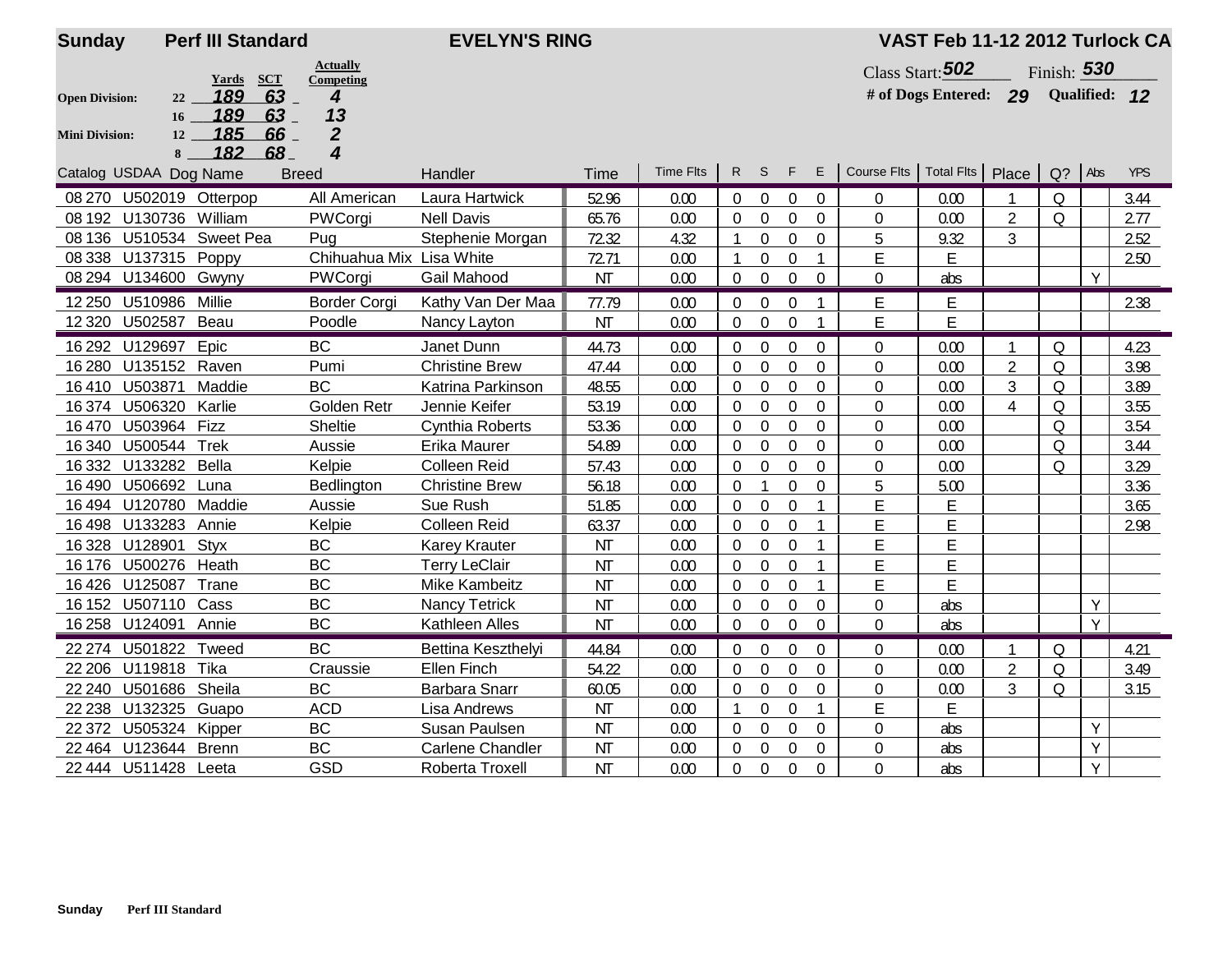**Sunday** **Perf III Standard** **EVELYN'S RING** **VAST Feb 11-12 2012 Turlock CA**

| | Height | Yards | SCT | Actually Competing |
|---|---|---|---|---|
| Open Division: | 22 | 189 | 63 | 4 |
| | 16 | 189 | 63 | 13 |
| Mini Division: | 12 | 185 | 66 | 2 |
| | 8 | 182 | 68 | 4 |

Class Start: 502 Finish: 530

# of Dogs Entered: 29 Qualified: 12

| Catalog | USDAA | Dog Name | Breed | Handler | Time | Time Flts | R | S | F | E | Course Flts | Total Flts | Place | Q? | Abs | YPS |
|---|---|---|---|---|---|---|---|---|---|---|---|---|---|---|---|---|
| 08 270 | U502019 | Otterpop | All American | Laura Hartwick | 52.96 | 0.00 | 0 | 0 | 0 | 0 | 0 | 0.00 | 1 | Q | | 3.44 |
| 08 192 | U130736 | William | PWCorgi | Nell Davis | 65.76 | 0.00 | 0 | 0 | 0 | 0 | 0 | 0.00 | 2 | Q | | 2.77 |
| 08 136 | U510534 | Sweet Pea | Pug | Stephenie Morgan | 72.32 | 4.32 | 1 | 0 | 0 | 0 | 5 | 9.32 | 3 | | | 2.52 |
| 08 338 | U137315 | Poppy | Chihuahua Mix | Lisa White | 72.71 | 0.00 | 1 | 0 | 0 | 1 | E | E | | | | 2.50 |
| 08 294 | U134600 | Gwyny | PWCorgi | Gail Mahood | NT | 0.00 | 0 | 0 | 0 | 0 | 0 | abs | | | Y | |
| 12 250 | U510986 | Millie | Border Corgi | Kathy Van Der Maa | 77.79 | 0.00 | 0 | 0 | 0 | 1 | E | E | | | | 2.38 |
| 12 320 | U502587 | Beau | Poodle | Nancy Layton | NT | 0.00 | 0 | 0 | 0 | 1 | E | E | | | | |
| 16 292 | U129697 | Epic | BC | Janet Dunn | 44.73 | 0.00 | 0 | 0 | 0 | 0 | 0 | 0.00 | 1 | Q | | 4.23 |
| 16 280 | U135152 | Raven | Pumi | Christine Brew | 47.44 | 0.00 | 0 | 0 | 0 | 0 | 0 | 0.00 | 2 | Q | | 3.98 |
| 16 410 | U503871 | Maddie | BC | Katrina Parkinson | 48.55 | 0.00 | 0 | 0 | 0 | 0 | 0 | 0.00 | 3 | Q | | 3.89 |
| 16 374 | U506320 | Karlie | Golden Retr | Jennie Keifer | 53.19 | 0.00 | 0 | 0 | 0 | 0 | 0 | 0.00 | 4 | Q | | 3.55 |
| 16 470 | U503964 | Fizz | Sheltie | Cynthia Roberts | 53.36 | 0.00 | 0 | 0 | 0 | 0 | 0 | 0.00 | | Q | | 3.54 |
| 16 340 | U500544 | Trek | Aussie | Erika Maurer | 54.89 | 0.00 | 0 | 0 | 0 | 0 | 0 | 0.00 | | Q | | 3.44 |
| 16 332 | U133282 | Bella | Kelpie | Colleen Reid | 57.43 | 0.00 | 0 | 0 | 0 | 0 | 0 | 0.00 | | Q | | 3.29 |
| 16 490 | U506692 | Luna | Bedlington | Christine Brew | 56.18 | 0.00 | 0 | 1 | 0 | 0 | 5 | 5.00 | | | | 3.36 |
| 16 494 | U120780 | Maddie | Aussie | Sue Rush | 51.85 | 0.00 | 0 | 0 | 0 | 1 | E | E | | | | 3.65 |
| 16 498 | U133283 | Annie | Kelpie | Colleen Reid | 63.37 | 0.00 | 0 | 0 | 0 | 1 | E | E | | | | 2.98 |
| 16 328 | U128901 | Styx | BC | Karey Krauter | NT | 0.00 | 0 | 0 | 0 | 1 | E | E | | | | |
| 16 176 | U500276 | Heath | BC | Terry LeClair | NT | 0.00 | 0 | 0 | 0 | 1 | E | E | | | | |
| 16 426 | U125087 | Trane | BC | Mike Kambeitz | NT | 0.00 | 0 | 0 | 0 | 1 | E | E | | | | |
| 16 152 | U507110 | Cass | BC | Nancy Tetrick | NT | 0.00 | 0 | 0 | 0 | 0 | 0 | abs | | | Y | |
| 16 258 | U124091 | Annie | BC | Kathleen Alles | NT | 0.00 | 0 | 0 | 0 | 0 | 0 | abs | | | Y | |
| 22 274 | U501822 | Tweed | BC | Bettina Keszthelyi | 44.84 | 0.00 | 0 | 0 | 0 | 0 | 0 | 0.00 | 1 | Q | | 4.21 |
| 22 206 | U119818 | Tika | Craussie | Ellen Finch | 54.22 | 0.00 | 0 | 0 | 0 | 0 | 0 | 0.00 | 2 | Q | | 3.49 |
| 22 240 | U501686 | Sheila | BC | Barbara Snarr | 60.05 | 0.00 | 0 | 0 | 0 | 0 | 0 | 0.00 | 3 | Q | | 3.15 |
| 22 238 | U132325 | Guapo | ACD | Lisa Andrews | NT | 0.00 | 1 | 0 | 0 | 1 | E | E | | | | |
| 22 372 | U505324 | Kipper | BC | Susan Paulsen | NT | 0.00 | 0 | 0 | 0 | 0 | 0 | abs | | | Y | |
| 22 464 | U123644 | Brenn | BC | Carlene Chandler | NT | 0.00 | 0 | 0 | 0 | 0 | 0 | abs | | | Y | |
| 22 444 | U511428 | Leeta | GSD | Roberta Troxell | NT | 0.00 | 0 | 0 | 0 | 0 | 0 | abs | | | Y | |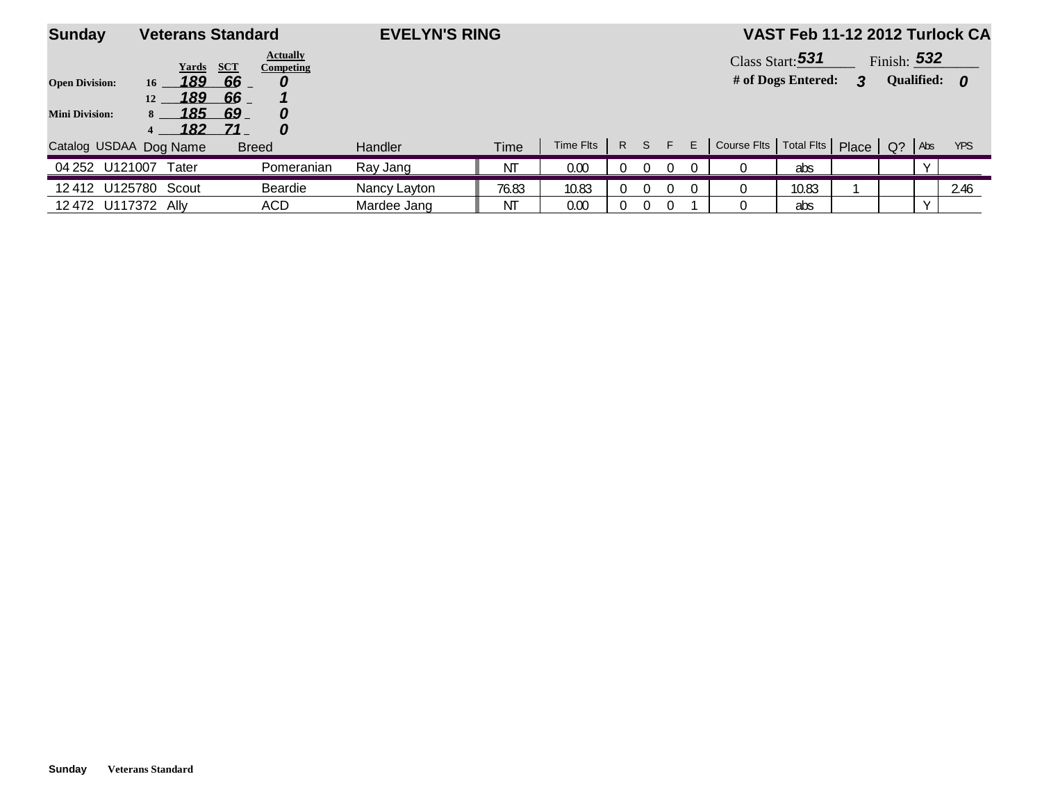**Sunday** **Veterans Standard** **EVELYN'S RING** **VAST Feb 11-12 2012 Turlock CA**

| | | Yards | SCT | Actually Competing |
|---|---|---|---|---|
| **Open Division:** | 16 | *189* | *66* | *0* |
| | 12 | *189* | *66* | *1* |
| **Mini Division:** | 8 | *185* | *69* | *0* |
| | 4 | *182* | *71* | *0* |

Class Start: *531* Finish: *532*

**# of Dogs Entered:** *3* **Qualified:** *0*

| Catalog | USDAA | Dog Name | Breed | Handler | Time | Time Flts | R | S | F | E | Course Flts | Total Flts | Place | Q? | Abs | YPS |
|---|---|---|---|---|---|---|---|---|---|---|---|---|---|---|---|---|
| 04 252 | U121007 | Tater | Pomeranian | Ray Jang | NT | 0.00 | 0 | 0 | 0 | 0 | 0 | abs | | | Y | |
| 12 412 | U125780 | Scout | Beardie | Nancy Layton | 76.83 | 10.83 | 0 | 0 | 0 | 0 | 0 | 10.83 | 1 | | | 2.46 |
| 12 472 | U117372 | Ally | ACD | Mardee Jang | NT | 0.00 | 0 | 0 | 0 | 1 | 0 | abs | | | Y | |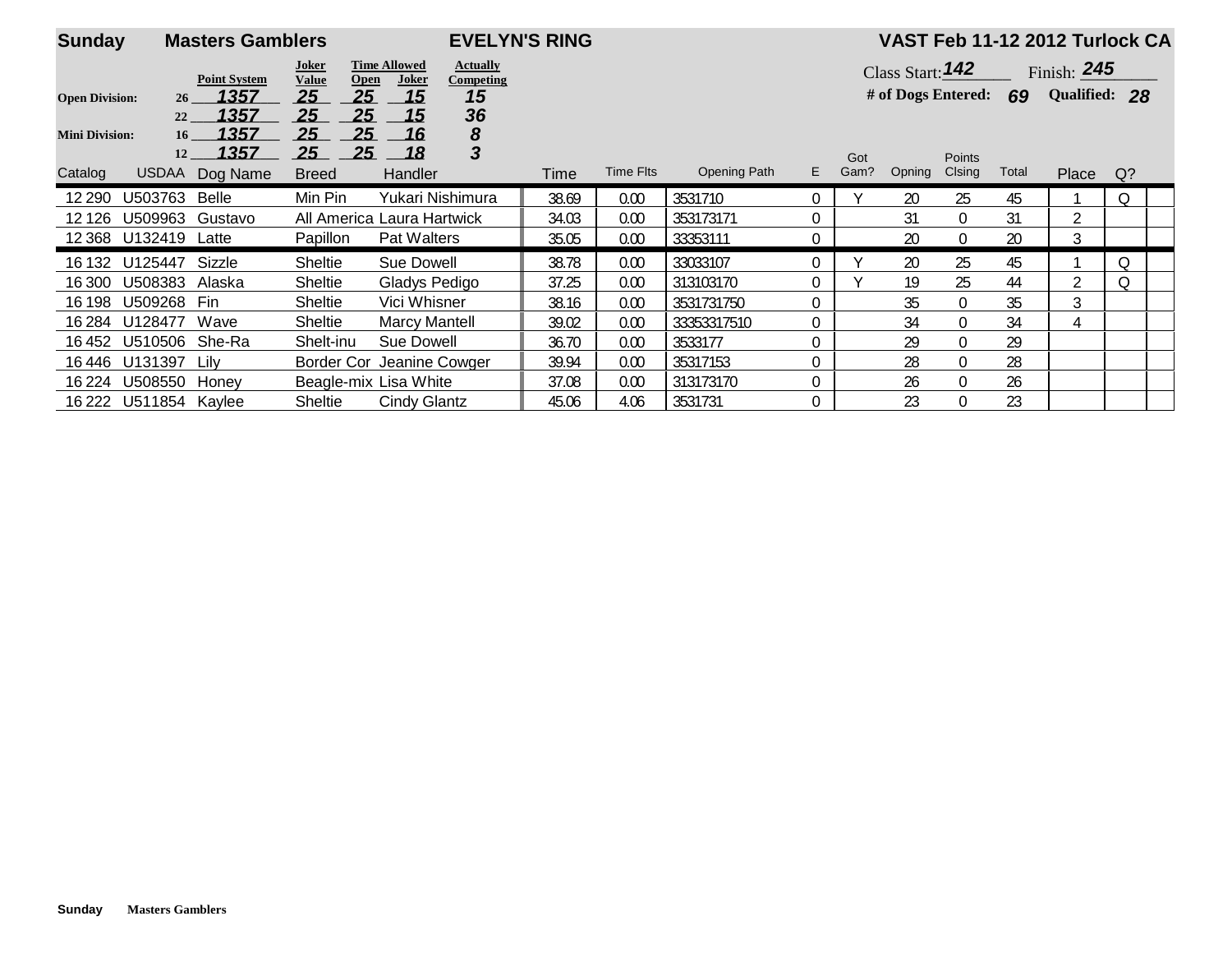**Sunday** **Masters Gamblers** **EVELYN'S RING** **VAST Feb 11-12 2012 Turlock CA**

| | Point System | Joker Value | Time Allowed Open | Time Allowed Joker | Actually Competing |
|---|---|---|---|---|---|
| **Open Division:** 26 | 1357 | 25 | 25 | 15 | 15 |
| 22 | 1357 | 25 | 25 | 15 | 36 |
| **Mini Division:** 16 | 1357 | 25 | 25 | 16 | 8 |
| 12 | 1357 | 25 | 25 | 18 | 3 |

Class Start: 142 Finish: 245

**# of Dogs Entered:** 69 **Qualified:** 28

| Catalog | USDAA | Dog Name | Breed | Handler | Time | Time Flts | Opening Path | E | Got Gam? | Opning | Points Clsing | Total | Place | Q? | |
|---|---|---|---|---|---|---|---|---|---|---|---|---|---|---|---|
| 12 290 | U503763 | Belle | Min Pin | Yukari Nishimura | 38.69 | 0.00 | 3531710 | 0 | Y | 20 | 25 | 45 | 1 | Q | |
| 12 126 | U509963 | Gustavo | All America | Laura Hartwick | 34.03 | 0.00 | 353173171 | 0 | | 31 | 0 | 31 | 2 | | |
| 12 368 | U132419 | Latte | Papillon | Pat Walters | 35.05 | 0.00 | 33353111 | 0 | | 20 | 0 | 20 | 3 | | |
| 16 132 | U125447 | Sizzle | Sheltie | Sue Dowell | 38.78 | 0.00 | 33033107 | 0 | Y | 20 | 25 | 45 | 1 | Q | |
| 16 300 | U508383 | Alaska | Sheltie | Gladys Pedigo | 37.25 | 0.00 | 313103170 | 0 | Y | 19 | 25 | 44 | 2 | Q | |
| 16 198 | U509268 | Fin | Sheltie | Vici Whisner | 38.16 | 0.00 | 3531731750 | 0 | | 35 | 0 | 35 | 3 | | |
| 16 284 | U128477 | Wave | Sheltie | Marcy Mantell | 39.02 | 0.00 | 33353317510 | 0 | | 34 | 0 | 34 | 4 | | |
| 16 452 | U510506 | She-Ra | Shelt-inu | Sue Dowell | 36.70 | 0.00 | 3533177 | 0 | | 29 | 0 | 29 | | | |
| 16 446 | U131397 | Lily | Border Cor | Jeanine Cowger | 39.94 | 0.00 | 35317153 | 0 | | 28 | 0 | 28 | | | |
| 16 224 | U508550 | Honey | Beagle-mix | Lisa White | 37.08 | 0.00 | 313173170 | 0 | | 26 | 0 | 26 | | | |
| 16 222 | U511854 | Kaylee | Sheltie | Cindy Glantz | 45.06 | 4.06 | 3531731 | 0 | | 23 | 0 | 23 | | | |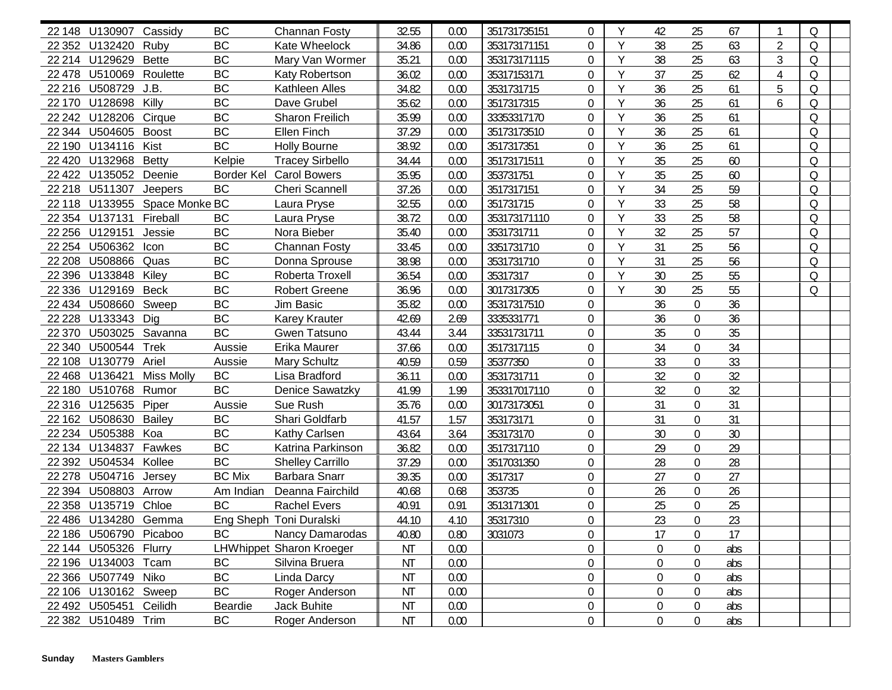| | | | | | | | | | | | | | | | | |
|---|---|---|---|---|---|---|---|---|---|---|---|---|---|---|---|---|
| 22 148 | U130907 | Cassidy | BC | Channan Fosty | 32.55 | 0.00 | 351731735151 | 0 | Y | 42 | 25 | 67 | 1 | Q | |
| 22 352 | U132420 | Ruby | BC | Kate Wheelock | 34.86 | 0.00 | 353173171151 | 0 | Y | 38 | 25 | 63 | 2 | Q | |
| 22 214 | U129629 | Bette | BC | Mary Van Wormer | 35.21 | 0.00 | 353173171115 | 0 | Y | 38 | 25 | 63 | 3 | Q | |
| 22 478 | U510069 | Roulette | BC | Katy Robertson | 36.02 | 0.00 | 35317153171 | 0 | Y | 37 | 25 | 62 | 4 | Q | |
| 22 216 | U508729 | J.B. | BC | Kathleen Alles | 34.82 | 0.00 | 3531731715 | 0 | Y | 36 | 25 | 61 | 5 | Q | |
| 22 170 | U128698 | Killy | BC | Dave Grubel | 35.62 | 0.00 | 3517317315 | 0 | Y | 36 | 25 | 61 | 6 | Q | |
| 22 242 | U128206 | Cirque | BC | Sharon Freilich | 35.99 | 0.00 | 33353317170 | 0 | Y | 36 | 25 | 61 | | Q | |
| 22 344 | U504605 | Boost | BC | Ellen Finch | 37.29 | 0.00 | 35173173510 | 0 | Y | 36 | 25 | 61 | | Q | |
| 22 190 | U134116 | Kist | BC | Holly Bourne | 38.92 | 0.00 | 3517317351 | 0 | Y | 36 | 25 | 61 | | Q | |
| 22 420 | U132968 | Betty | Kelpie | Tracey Sirbello | 34.44 | 0.00 | 35173171511 | 0 | Y | 35 | 25 | 60 | | Q | |
| 22 422 | U135052 | Deenie | Border Kel | Carol Bowers | 35.95 | 0.00 | 353731751 | 0 | Y | 35 | 25 | 60 | | Q | |
| 22 218 | U511307 | Jeepers | BC | Cheri Scannell | 37.26 | 0.00 | 3517317151 | 0 | Y | 34 | 25 | 59 | | Q | |
| 22 118 | U133955 | Space Monke | BC | Laura Pryse | 32.55 | 0.00 | 351731715 | 0 | Y | 33 | 25 | 58 | | Q | |
| 22 354 | U137131 | Fireball | BC | Laura Pryse | 38.72 | 0.00 | 353173171110 | 0 | Y | 33 | 25 | 58 | | Q | |
| 22 256 | U129151 | Jessie | BC | Nora Bieber | 35.40 | 0.00 | 3531731711 | 0 | Y | 32 | 25 | 57 | | Q | |
| 22 254 | U506362 | Icon | BC | Channan Fosty | 33.45 | 0.00 | 3351731710 | 0 | Y | 31 | 25 | 56 | | Q | |
| 22 208 | U508866 | Quas | BC | Donna Sprouse | 38.98 | 0.00 | 3531731710 | 0 | Y | 31 | 25 | 56 | | Q | |
| 22 396 | U133848 | Kiley | BC | Roberta Troxell | 36.54 | 0.00 | 35317317 | 0 | Y | 30 | 25 | 55 | | Q | |
| 22 336 | U129169 | Beck | BC | Robert Greene | 36.96 | 0.00 | 3017317305 | 0 | Y | 30 | 25 | 55 | | Q | |
| 22 434 | U508660 | Sweep | BC | Jim Basic | 35.82 | 0.00 | 35317317510 | 0 | | 36 | 0 | 36 | | | |
| 22 228 | U133343 | Dig | BC | Karey Krauter | 42.69 | 2.69 | 3335331771 | 0 | | 36 | 0 | 36 | | | |
| 22 370 | U503025 | Savanna | BC | Gwen Tatsuno | 43.44 | 3.44 | 33531731711 | 0 | | 35 | 0 | 35 | | | |
| 22 340 | U500544 | Trek | Aussie | Erika Maurer | 37.66 | 0.00 | 3517317115 | 0 | | 34 | 0 | 34 | | | |
| 22 108 | U130779 | Ariel | Aussie | Mary Schultz | 40.59 | 0.59 | 35377350 | 0 | | 33 | 0 | 33 | | | |
| 22 468 | U136421 | Miss Molly | BC | Lisa Bradford | 36.11 | 0.00 | 3531731711 | 0 | | 32 | 0 | 32 | | | |
| 22 180 | U510768 | Rumor | BC | Denice Sawatzky | 41.99 | 1.99 | 353317017110 | 0 | | 32 | 0 | 32 | | | |
| 22 316 | U125635 | Piper | Aussie | Sue Rush | 35.76 | 0.00 | 30173173051 | 0 | | 31 | 0 | 31 | | | |
| 22 162 | U508630 | Bailey | BC | Shari Goldfarb | 41.57 | 1.57 | 353173171 | 0 | | 31 | 0 | 31 | | | |
| 22 234 | U505388 | Koa | BC | Kathy Carlsen | 43.64 | 3.64 | 353173170 | 0 | | 30 | 0 | 30 | | | |
| 22 134 | U134837 | Fawkes | BC | Katrina Parkinson | 36.82 | 0.00 | 3517317110 | 0 | | 29 | 0 | 29 | | | |
| 22 392 | U504534 | Kollee | BC | Shelley Carrillo | 37.29 | 0.00 | 3517031350 | 0 | | 28 | 0 | 28 | | | |
| 22 278 | U504716 | Jersey | BC Mix | Barbara Snarr | 39.35 | 0.00 | 3517317 | 0 | | 27 | 0 | 27 | | | |
| 22 394 | U508803 | Arrow | Am Indian | Deanna Fairchild | 40.68 | 0.68 | 353735 | 0 | | 26 | 0 | 26 | | | |
| 22 358 | U135719 | Chloe | BC | Rachel Evers | 40.91 | 0.91 | 3513171301 | 0 | | 25 | 0 | 25 | | | |
| 22 486 | U134280 | Gemma | Eng Sheph | Toni Duralski | 44.10 | 4.10 | 35317310 | 0 | | 23 | 0 | 23 | | | |
| 22 186 | U506790 | Picaboo | BC | Nancy Damarodas | 40.80 | 0.80 | 3031073 | 0 | | 17 | 0 | 17 | | | |
| 22 144 | U505326 | Flurry | LHWhippet | Sharon Kroeger | NT | 0.00 | | 0 | | 0 | 0 | abs | | | |
| 22 196 | U134003 | Tcam | BC | Silvina Bruera | NT | 0.00 | | 0 | | 0 | 0 | abs | | | |
| 22 366 | U507749 | Niko | BC | Linda Darcy | NT | 0.00 | | 0 | | 0 | 0 | abs | | | |
| 22 106 | U130162 | Sweep | BC | Roger Anderson | NT | 0.00 | | 0 | | 0 | 0 | abs | | | |
| 22 492 | U505451 | Ceilidh | Beardie | Jack Buhite | NT | 0.00 | | 0 | | 0 | 0 | abs | | | |
| 22 382 | U510489 | Trim | BC | Roger Anderson | NT | 0.00 | | 0 | | 0 | 0 | abs | | | |

**Sunday** **Masters Gamblers**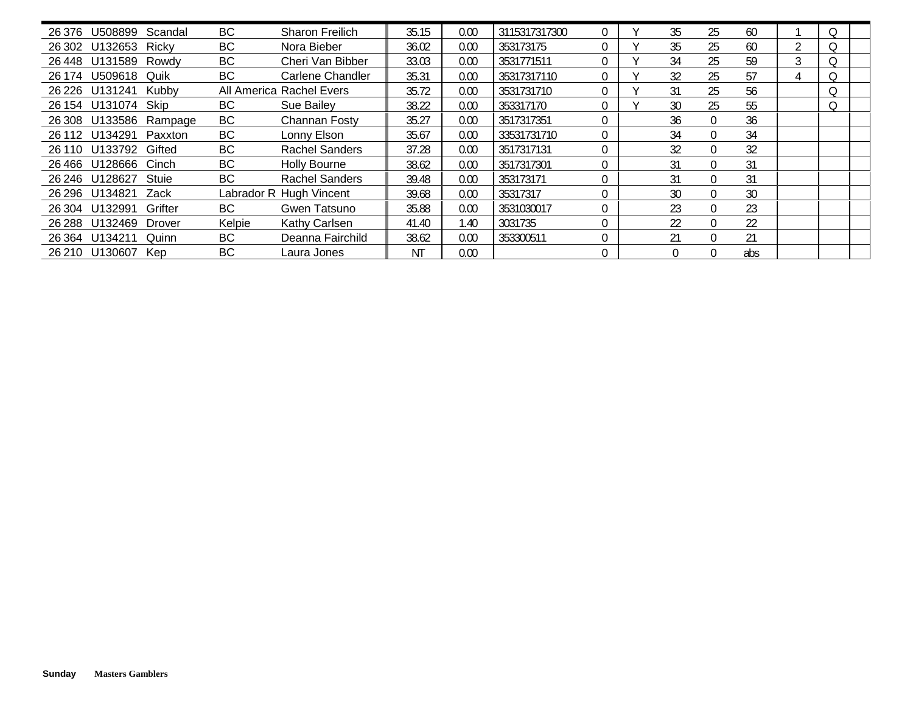| | | | | | | | | | | | | | | | |
|---|---|---|---|---|---|---|---|---|---|---|---|---|---|---|---|
| 26 376 | U508899 | Scandal | BC | Sharon Freilich | 35.15 | 0.00 | 3115317317300 | 0 | Y | 35 | 25 | 60 | 1 | Q | |
| 26 302 | U132653 | Ricky | BC | Nora Bieber | 36.02 | 0.00 | 353173175 | 0 | Y | 35 | 25 | 60 | 2 | Q | |
| 26 448 | U131589 | Rowdy | BC | Cheri Van Bibber | 33.03 | 0.00 | 3531771511 | 0 | Y | 34 | 25 | 59 | 3 | Q | |
| 26 174 | U509618 | Quik | BC | Carlene Chandler | 35.31 | 0.00 | 35317317110 | 0 | Y | 32 | 25 | 57 | 4 | Q | |
| 26 226 | U131241 | Kubby | All America | Rachel Evers | 35.72 | 0.00 | 3531731710 | 0 | Y | 31 | 25 | 56 | | Q | |
| 26 154 | U131074 | Skip | BC | Sue Bailey | 38.22 | 0.00 | 353317170 | 0 | Y | 30 | 25 | 55 | | Q | |
| 26 308 | U133586 | Rampage | BC | Channan Fosty | 35.27 | 0.00 | 3517317351 | 0 | | 36 | 0 | 36 | | | |
| 26 112 | U134291 | Paxxton | BC | Lonny Elson | 35.67 | 0.00 | 33531731710 | 0 | | 34 | 0 | 34 | | | |
| 26 110 | U133792 | Gifted | BC | Rachel Sanders | 37.28 | 0.00 | 3517317131 | 0 | | 32 | 0 | 32 | | | |
| 26 466 | U128666 | Cinch | BC | Holly Bourne | 38.62 | 0.00 | 3517317301 | 0 | | 31 | 0 | 31 | | | |
| 26 246 | U128627 | Stuie | BC | Rachel Sanders | 39.48 | 0.00 | 353173171 | 0 | | 31 | 0 | 31 | | | |
| 26 296 | U134821 | Zack | Labrador R | Hugh Vincent | 39.68 | 0.00 | 35317317 | 0 | | 30 | 0 | 30 | | | |
| 26 304 | U132991 | Grifter | BC | Gwen Tatsuno | 35.88 | 0.00 | 3531030017 | 0 | | 23 | 0 | 23 | | | |
| 26 288 | U132469 | Drover | Kelpie | Kathy Carlsen | 41.40 | 1.40 | 3031735 | 0 | | 22 | 0 | 22 | | | |
| 26 364 | U134211 | Quinn | BC | Deanna Fairchild | 38.62 | 0.00 | 353300511 | 0 | | 21 | 0 | 21 | | | |
| 26 210 | U130607 | Kep | BC | Laura Jones | NT | 0.00 | | 0 | | 0 | 0 | abs | | | |

**Sunday** **Masters Gamblers**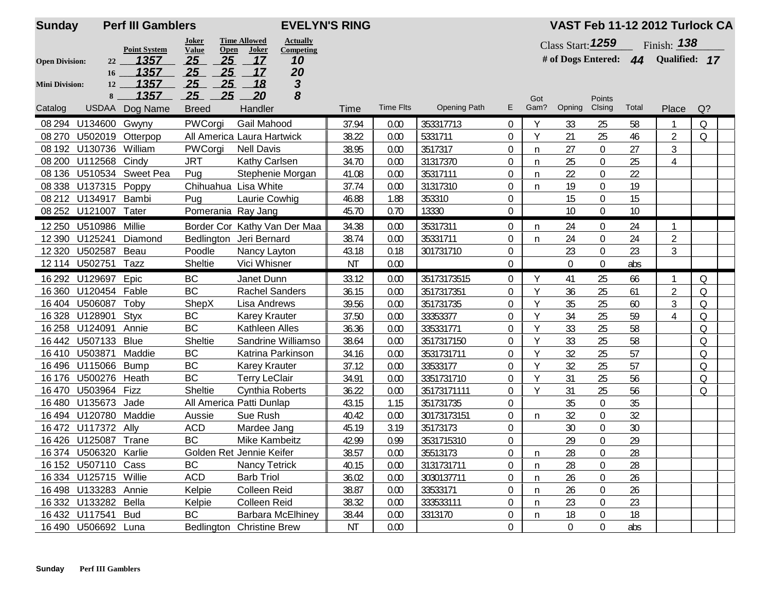**Sunday** **Perf III Gamblers** **EVELYN'S RING** **VAST Feb 11-12 2012 Turlock CA**

| | | Point System | Joker Value | Time Allowed Open | Time Allowed Joker | Actually Competing |
|---|---|---|---|---|---|---|
| Open Division: | 22 | 1357 | 25 | 25 | 17 | 10 |
| | 16 | 1357 | 25 | 25 | 17 | 20 |
| Mini Division: | 12 | 1357 | 25 | 25 | 18 | 3 |
| | 8 | 1357 | 25 | 25 | 20 | 8 |

Class Start: 1259 Finish: 138

# of Dogs Entered: 44 Qualified: 17

| Catalog | USDAA | Dog Name | Breed | Handler | Time | Time Flts | Opening Path | E | Got Gam? | Opning | Points Clsing | Total | Place | Q? |
|---|---|---|---|---|---|---|---|---|---|---|---|---|---|---|
| 08 294 | U134600 | Gwyny | PWCorgi | Gail Mahood | 37.94 | 0.00 | 353317713 | 0 | Y | 33 | 25 | 58 | 1 | Q |
| 08 270 | U502019 | Otterpop | All America | Laura Hartwick | 38.22 | 0.00 | 5331711 | 0 | Y | 21 | 25 | 46 | 2 | Q |
| 08 192 | U130736 | William | PWCorgi | Nell Davis | 38.95 | 0.00 | 3517317 | 0 | n | 27 | 0 | 27 | 3 | |
| 08 200 | U112568 | Cindy | JRT | Kathy Carlsen | 34.70 | 0.00 | 31317370 | 0 | n | 25 | 0 | 25 | 4 | |
| 08 136 | U510534 | Sweet Pea | Pug | Stephenie Morgan | 41.08 | 0.00 | 35317111 | 0 | n | 22 | 0 | 22 | | |
| 08 338 | U137315 | Poppy | Chihuahua | Lisa White | 37.74 | 0.00 | 31317310 | 0 | n | 19 | 0 | 19 | | |
| 08 212 | U134917 | Bambi | Pug | Laurie Cowhig | 46.88 | 1.88 | 353310 | 0 | | 15 | 0 | 15 | | |
| 08 252 | U121007 | Tater | Pomerania | Ray Jang | 45.70 | 0.70 | 13330 | 0 | | 10 | 0 | 10 | | |
| 12 250 | U510986 | Millie | Border Cor | Kathy Van Der Maa | 34.38 | 0.00 | 35317311 | 0 | n | 24 | 0 | 24 | 1 | |
| 12 390 | U125241 | Diamond | Bedlington | Jeri Bernard | 38.74 | 0.00 | 35331711 | 0 | n | 24 | 0 | 24 | 2 | |
| 12 320 | U502587 | Beau | Poodle | Nancy Layton | 43.18 | 0.18 | 301731710 | 0 | | 23 | 0 | 23 | 3 | |
| 12 114 | U502751 | Tazz | Sheltie | Vici Whisner | NT | 0.00 | | 0 | | 0 | 0 | abs | | |
| 16 292 | U129697 | Epic | BC | Janet Dunn | 33.12 | 0.00 | 35173173515 | 0 | Y | 41 | 25 | 66 | 1 | Q |
| 16 360 | U120454 | Fable | BC | Rachel Sanders | 36.15 | 0.00 | 3517317351 | 0 | Y | 36 | 25 | 61 | 2 | Q |
| 16 404 | U506087 | Toby | ShepX | Lisa Andrews | 39.56 | 0.00 | 351731735 | 0 | Y | 35 | 25 | 60 | 3 | Q |
| 16 328 | U128901 | Styx | BC | Karey Krauter | 37.50 | 0.00 | 33353377 | 0 | Y | 34 | 25 | 59 | 4 | Q |
| 16 258 | U124091 | Annie | BC | Kathleen Alles | 36.36 | 0.00 | 335331771 | 0 | Y | 33 | 25 | 58 | | Q |
| 16 442 | U507133 | Blue | Sheltie | Sandrine Williamso | 38.64 | 0.00 | 3517317150 | 0 | Y | 33 | 25 | 58 | | Q |
| 16 410 | U503871 | Maddie | BC | Katrina Parkinson | 34.16 | 0.00 | 3531731711 | 0 | Y | 32 | 25 | 57 | | Q |
| 16 496 | U115066 | Bump | BC | Karey Krauter | 37.12 | 0.00 | 33533177 | 0 | Y | 32 | 25 | 57 | | Q |
| 16 176 | U500276 | Heath | BC | Terry LeClair | 34.91 | 0.00 | 3351731710 | 0 | Y | 31 | 25 | 56 | | Q |
| 16 470 | U503964 | Fizz | Sheltie | Cynthia Roberts | 36.22 | 0.00 | 35173171111 | 0 | Y | 31 | 25 | 56 | | Q |
| 16 480 | U135673 | Jade | All America | Patti Dunlap | 43.15 | 1.15 | 351731735 | 0 | | 35 | 0 | 35 | | |
| 16 494 | U120780 | Maddie | Aussie | Sue Rush | 40.42 | 0.00 | 30173173151 | 0 | n | 32 | 0 | 32 | | |
| 16 472 | U117372 | Ally | ACD | Mardee Jang | 45.19 | 3.19 | 35173173 | 0 | | 30 | 0 | 30 | | |
| 16 426 | U125087 | Trane | BC | Mike Kambeitz | 42.99 | 0.99 | 3531715310 | 0 | | 29 | 0 | 29 | | |
| 16 374 | U506320 | Karlie | Golden Ret | Jennie Keifer | 38.57 | 0.00 | 35513173 | 0 | n | 28 | 0 | 28 | | |
| 16 152 | U507110 | Cass | BC | Nancy Tetrick | 40.15 | 0.00 | 3131731711 | 0 | n | 28 | 0 | 28 | | |
| 16 334 | U125715 | Willie | ACD | Barb Triol | 36.02 | 0.00 | 3030137711 | 0 | n | 26 | 0 | 26 | | |
| 16 498 | U133283 | Annie | Kelpie | Colleen Reid | 38.87 | 0.00 | 33533171 | 0 | n | 26 | 0 | 26 | | |
| 16 332 | U133282 | Bella | Kelpie | Colleen Reid | 38.32 | 0.00 | 333533111 | 0 | n | 23 | 0 | 23 | | |
| 16 432 | U117541 | Bud | BC | Barbara McElhiney | 38.44 | 0.00 | 3313170 | 0 | n | 18 | 0 | 18 | | |
| 16 490 | U506692 | Luna | Bedlington | Christine Brew | NT | 0.00 | | 0 | | 0 | 0 | abs | | |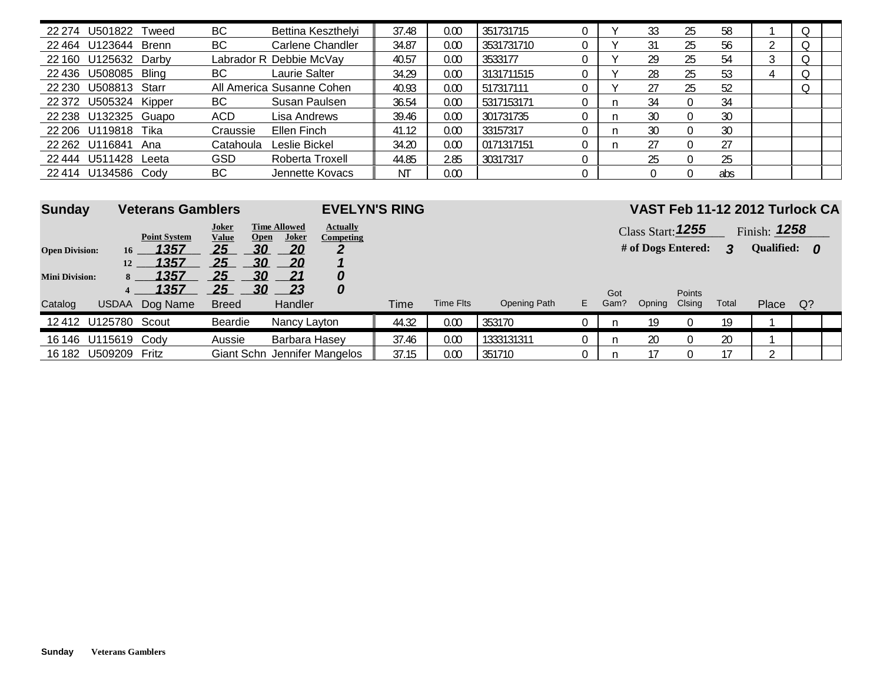| Catalog | USDAA | Dog Name | Breed | Handler | Time | Time Flts | Opening Path | E | Got Gam? | Opning | Points Clsing | Total | Place | Q? | |
|---|---|---|---|---|---|---|---|---|---|---|---|---|---|---|---|
| 22 274 | U501822 | Tweed | BC | Bettina Keszthelyi | 37.48 | 0.00 | 351731715 | 0 | Y | 33 | 25 | 58 | 1 | Q | |
| 22 464 | U123644 | Brenn | BC | Carlene Chandler | 34.87 | 0.00 | 3531731710 | 0 | Y | 31 | 25 | 56 | 2 | Q | |
| 22 160 | U125632 | Darby | Labrador R | Debbie McVay | 40.57 | 0.00 | 3533177 | 0 | Y | 29 | 25 | 54 | 3 | Q | |
| 22 436 | U508085 | Bling | BC | Laurie Salter | 34.29 | 0.00 | 3131711515 | 0 | Y | 28 | 25 | 53 | 4 | Q | |
| 22 230 | U508813 | Starr | All America | Susanne Cohen | 40.93 | 0.00 | 517317111 | 0 | Y | 27 | 25 | 52 | | Q | |
| 22 372 | U505324 | Kipper | BC | Susan Paulsen | 36.54 | 0.00 | 5317153171 | 0 | n | 34 | 0 | 34 | | | |
| 22 238 | U132325 | Guapo | ACD | Lisa Andrews | 39.46 | 0.00 | 301731735 | 0 | n | 30 | 0 | 30 | | | |
| 22 206 | U119818 | Tika | Craussie | Ellen Finch | 41.12 | 0.00 | 33157317 | 0 | n | 30 | 0 | 30 | | | |
| 22 262 | U116841 | Ana | Catahoula | Leslie Bickel | 34.20 | 0.00 | 0171317151 | 0 | n | 27 | 0 | 27 | | | |
| 22 444 | U511428 | Leeta | GSD | Roberta Troxell | 44.85 | 2.85 | 30317317 | 0 | | 25 | 0 | 25 | | | |
| 22 414 | U134586 | Cody | BC | Jennette Kovacs | NT | 0.00 | | 0 | | 0 | 0 | abs | | | |

## Sunday Veterans Gamblers — EVELYN'S RING — VAST Feb 11-12 2012 Turlock CA

Class Start: *1255* Finish: *1258*

**# of Dogs Entered:** *3* **Qualified:** *0*

| | | Point System | Joker Value | Time Allowed Open | Time Allowed Joker | Actually Competing |
|---|---|---|---|---|---|---|
| **Open Division:** | 16 | 1357 | 25 | 30 | 20 | 2 |
| | 12 | 1357 | 25 | 30 | 20 | 1 |
| **Mini Division:** | 8 | 1357 | 25 | 30 | 21 | 0 |
| | 4 | 1357 | 25 | 30 | 23 | 0 |

| Catalog | USDAA | Dog Name | Breed | Handler | Time | Time Flts | Opening Path | E | Got Gam? | Opning | Points Clsing | Total | Place | Q? | |
|---|---|---|---|---|---|---|---|---|---|---|---|---|---|---|---|
| 12 412 | U125780 | Scout | Beardie | Nancy Layton | 44.32 | 0.00 | 353170 | 0 | n | 19 | 0 | 19 | 1 | | |
| 16 146 | U115619 | Cody | Aussie | Barbara Hasey | 37.46 | 0.00 | 1333131311 | 0 | n | 20 | 0 | 20 | 1 | | |
| 16 182 | U509209 | Fritz | Giant Schn | Jennifer Mangelos | 37.15 | 0.00 | 351710 | 0 | n | 17 | 0 | 17 | 2 | | |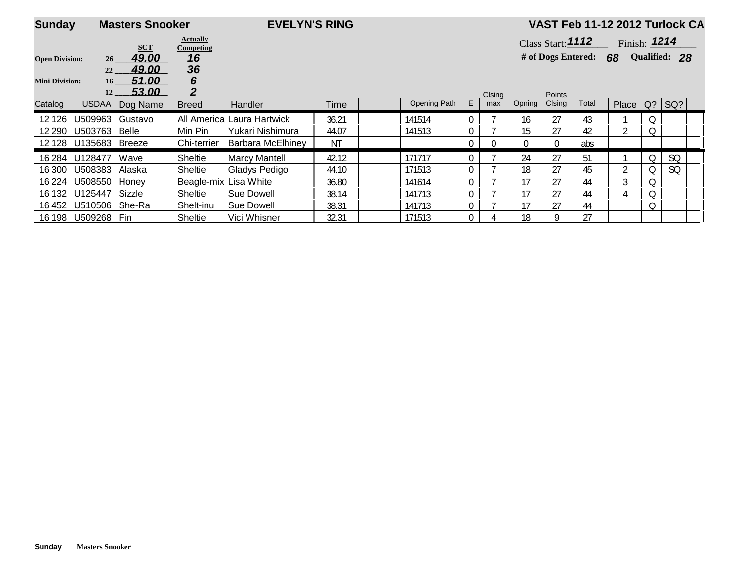**Sunday** **Masters Snooker** **EVELYN'S RING** **VAST Feb 11-12 2012 Turlock CA**

| | SCT | Actually Competing |
|---|---|---|
| Open Division: 26 | 49.00 | 16 |
| 22 | 49.00 | 36 |
| Mini Division: 16 | 51.00 | 6 |
| 12 | 53.00 | 2 |

Class Start: 1112 Finish: 1214

# of Dogs Entered: 68 Qualified: 28

| Catalog | USDAA | Dog Name | Breed | Handler | Time | | Opening Path | E | Clsing max | Opning | Points Clsing | Total | Place | Q? | SQ? |
|---|---|---|---|---|---|---|---|---|---|---|---|---|---|---|---|
| 12 126 | U509963 | Gustavo | All America | Laura Hartwick | 36.21 | | 141514 | 0 | 7 | 16 | 27 | 43 | 1 | Q | |
| 12 290 | U503763 | Belle | Min Pin | Yukari Nishimura | 44.07 | | 141513 | 0 | 7 | 15 | 27 | 42 | 2 | Q | |
| 12 128 | U135683 | Breeze | Chi-terrier | Barbara McElhiney | NT | | | 0 | 0 | 0 | 0 | abs | | | |
| 16 284 | U128477 | Wave | Sheltie | Marcy Mantell | 42.12 | | 171717 | 0 | 7 | 24 | 27 | 51 | 1 | Q | SQ |
| 16 300 | U508383 | Alaska | Sheltie | Gladys Pedigo | 44.10 | | 171513 | 0 | 7 | 18 | 27 | 45 | 2 | Q | SQ |
| 16 224 | U508550 | Honey | Beagle-mix | Lisa White | 36.80 | | 141614 | 0 | 7 | 17 | 27 | 44 | 3 | Q | |
| 16 132 | U125447 | Sizzle | Sheltie | Sue Dowell | 38.14 | | 141713 | 0 | 7 | 17 | 27 | 44 | 4 | Q | |
| 16 452 | U510506 | She-Ra | Shelt-inu | Sue Dowell | 38.31 | | 141713 | 0 | 7 | 17 | 27 | 44 | | Q | |
| 16 198 | U509268 | Fin | Sheltie | Vici Whisner | 32.31 | | 171513 | 0 | 4 | 18 | 9 | 27 | | | |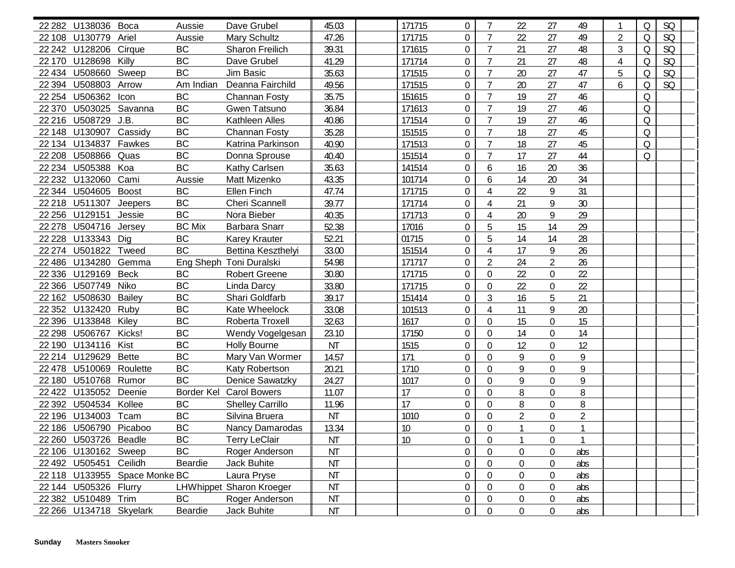| | | | | | | | | | | | | | | | | | | |
|---|---|---|---|---|---|---|---|---|---|---|---|---|---|---|---|---|---|---|
| 22 282 | U138036 | Boca | Aussie | Dave Grubel | 45.03 | | 171715 | 0 | 7 | 22 | 27 | 49 | 1 | Q | SQ | |
| 22 108 | U130779 | Ariel | Aussie | Mary Schultz | 47.26 | | 171715 | 0 | 7 | 22 | 27 | 49 | 2 | Q | SQ | |
| 22 242 | U128206 | Cirque | BC | Sharon Freilich | 39.31 | | 171615 | 0 | 7 | 21 | 27 | 48 | 3 | Q | SQ | |
| 22 170 | U128698 | Killy | BC | Dave Grubel | 41.29 | | 171714 | 0 | 7 | 21 | 27 | 48 | 4 | Q | SQ | |
| 22 434 | U508660 | Sweep | BC | Jim Basic | 35.63 | | 171515 | 0 | 7 | 20 | 27 | 47 | 5 | Q | SQ | |
| 22 394 | U508803 | Arrow | Am Indian | Deanna Fairchild | 49.56 | | 171515 | 0 | 7 | 20 | 27 | 47 | 6 | Q | SQ | |
| 22 254 | U506362 | Icon | BC | Channan Fosty | 35.75 | | 151615 | 0 | 7 | 19 | 27 | 46 | | Q | | |
| 22 370 | U503025 | Savanna | BC | Gwen Tatsuno | 36.84 | | 171613 | 0 | 7 | 19 | 27 | 46 | | Q | | |
| 22 216 | U508729 | J.B. | BC | Kathleen Alles | 40.86 | | 171514 | 0 | 7 | 19 | 27 | 46 | | Q | | |
| 22 148 | U130907 | Cassidy | BC | Channan Fosty | 35.28 | | 151515 | 0 | 7 | 18 | 27 | 45 | | Q | | |
| 22 134 | U134837 | Fawkes | BC | Katrina Parkinson | 40.90 | | 171513 | 0 | 7 | 18 | 27 | 45 | | Q | | |
| 22 208 | U508866 | Quas | BC | Donna Sprouse | 40.40 | | 151514 | 0 | 7 | 17 | 27 | 44 | | Q | | |
| 22 234 | U505388 | Koa | BC | Kathy Carlsen | 35.63 | | 141514 | 0 | 6 | 16 | 20 | 36 | | | | |
| 22 232 | U132060 | Cami | Aussie | Matt Mizenko | 43.35 | | 101714 | 0 | 6 | 14 | 20 | 34 | | | | |
| 22 344 | U504605 | Boost | BC | Ellen Finch | 47.74 | | 171715 | 0 | 4 | 22 | 9 | 31 | | | | |
| 22 218 | U511307 | Jeepers | BC | Cheri Scannell | 39.77 | | 171714 | 0 | 4 | 21 | 9 | 30 | | | | |
| 22 256 | U129151 | Jessie | BC | Nora Bieber | 40.35 | | 171713 | 0 | 4 | 20 | 9 | 29 | | | | |
| 22 278 | U504716 | Jersey | BC Mix | Barbara Snarr | 52.38 | | 17016 | 0 | 5 | 15 | 14 | 29 | | | | |
| 22 228 | U133343 | Dig | BC | Karey Krauter | 52.21 | | 01715 | 0 | 5 | 14 | 14 | 28 | | | | |
| 22 274 | U501822 | Tweed | BC | Bettina Keszthelyi | 33.00 | | 151514 | 0 | 4 | 17 | 9 | 26 | | | | |
| 22 486 | U134280 | Gemma | Eng Sheph | Toni Duralski | 54.98 | | 171717 | 0 | 2 | 24 | 2 | 26 | | | | |
| 22 336 | U129169 | Beck | BC | Robert Greene | 30.80 | | 171715 | 0 | 0 | 22 | 0 | 22 | | | | |
| 22 366 | U507749 | Niko | BC | Linda Darcy | 33.80 | | 171715 | 0 | 0 | 22 | 0 | 22 | | | | |
| 22 162 | U508630 | Bailey | BC | Shari Goldfarb | 39.17 | | 151414 | 0 | 3 | 16 | 5 | 21 | | | | |
| 22 352 | U132420 | Ruby | BC | Kate Wheelock | 33.08 | | 101513 | 0 | 4 | 11 | 9 | 20 | | | | |
| 22 396 | U133848 | Kiley | BC | Roberta Troxell | 32.63 | | 1617 | 0 | 0 | 15 | 0 | 15 | | | | |
| 22 298 | U506767 | Kicks! | BC | Wendy Vogelgesan | 23.10 | | 17150 | 0 | 0 | 14 | 0 | 14 | | | | |
| 22 190 | U134116 | Kist | BC | Holly Bourne | NT | | 1515 | 0 | 0 | 12 | 0 | 12 | | | | |
| 22 214 | U129629 | Bette | BC | Mary Van Wormer | 14.57 | | 171 | 0 | 0 | 9 | 0 | 9 | | | | |
| 22 478 | U510069 | Roulette | BC | Katy Robertson | 20.21 | | 1710 | 0 | 0 | 9 | 0 | 9 | | | | |
| 22 180 | U510768 | Rumor | BC | Denice Sawatzky | 24.27 | | 1017 | 0 | 0 | 9 | 0 | 9 | | | | |
| 22 422 | U135052 | Deenie | Border Kel | Carol Bowers | 11.07 | | 17 | 0 | 0 | 8 | 0 | 8 | | | | |
| 22 392 | U504534 | Kollee | BC | Shelley Carrillo | 11.96 | | 17 | 0 | 0 | 8 | 0 | 8 | | | | |
| 22 196 | U134003 | Tcam | BC | Silvina Bruera | NT | | 1010 | 0 | 0 | 2 | 0 | 2 | | | | |
| 22 186 | U506790 | Picaboo | BC | Nancy Damarodas | 13.34 | | 10 | 0 | 0 | 1 | 0 | 1 | | | | |
| 22 260 | U503726 | Beadle | BC | Terry LeClair | NT | | 10 | 0 | 0 | 1 | 0 | 1 | | | | |
| 22 106 | U130162 | Sweep | BC | Roger Anderson | NT | | | 0 | 0 | 0 | 0 | abs | | | | |
| 22 492 | U505451 | Ceilidh | Beardie | Jack Buhite | NT | | | 0 | 0 | 0 | 0 | abs | | | | |
| 22 118 | U133955 | Space Monke | BC | Laura Pryse | NT | | | 0 | 0 | 0 | 0 | abs | | | | |
| 22 144 | U505326 | Flurry | LHWhippet | Sharon Kroeger | NT | | | 0 | 0 | 0 | 0 | abs | | | | |
| 22 382 | U510489 | Trim | BC | Roger Anderson | NT | | | 0 | 0 | 0 | 0 | abs | | | | |
| 22 266 | U134718 | Skyelark | Beardie | Jack Buhite | NT | | | 0 | 0 | 0 | 0 | abs | | | | |

**Sunday** **Masters Snooker**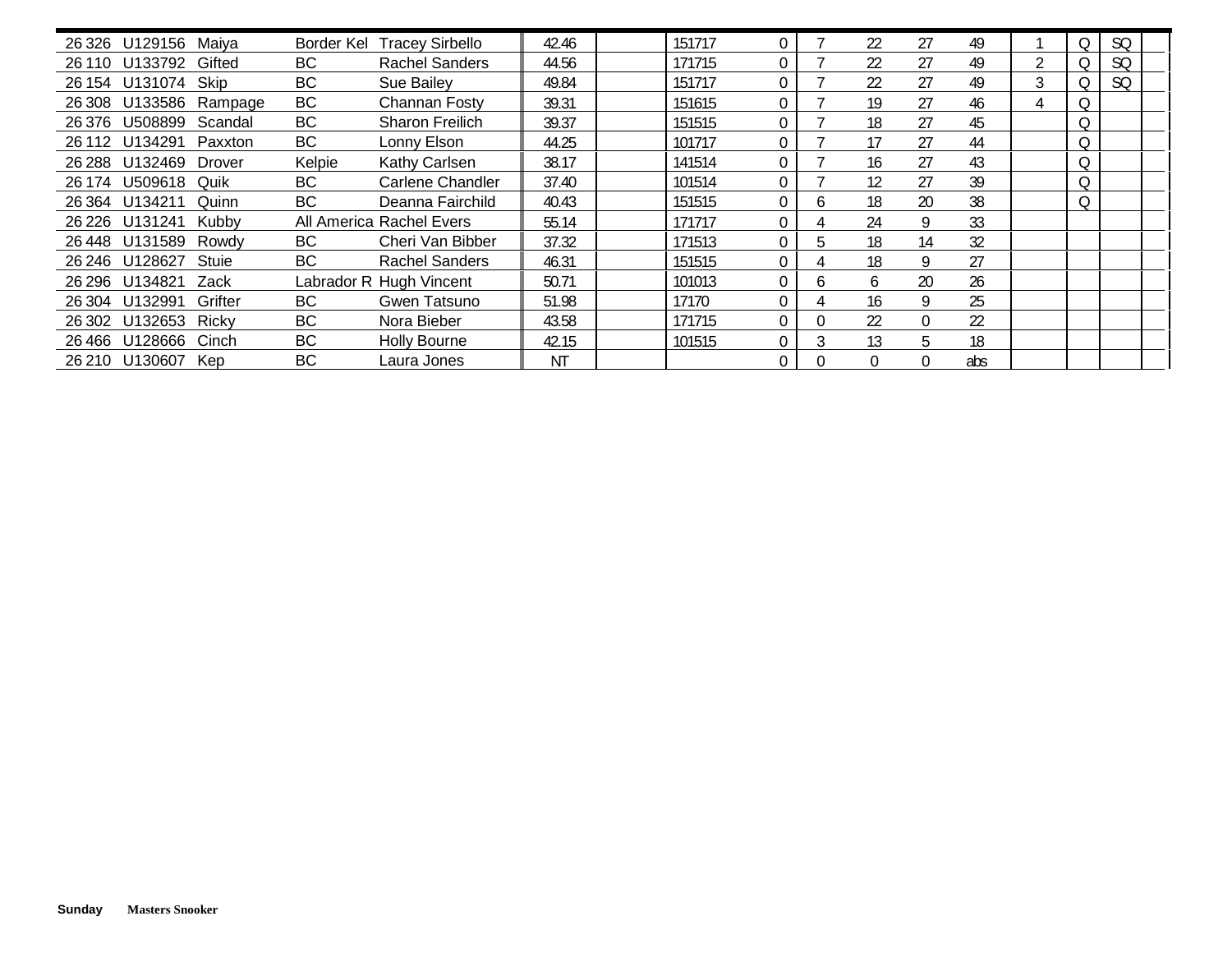| | | | | | | | | | | | | | | | | | |
|---|---|---|---|---|---|---|---|---|---|---|---|---|---|---|---|---|---|
| 26 326 | U129156 | Maiya | Border Kel | Tracey Sirbello | 42.46 | | 151717 | 0 | 7 | 22 | 27 | 49 | 1 | Q | SQ | |
| 26 110 | U133792 | Gifted | BC | Rachel Sanders | 44.56 | | 171715 | 0 | 7 | 22 | 27 | 49 | 2 | Q | SQ | |
| 26 154 | U131074 | Skip | BC | Sue Bailey | 49.84 | | 151717 | 0 | 7 | 22 | 27 | 49 | 3 | Q | SQ | |
| 26 308 | U133586 | Rampage | BC | Channan Fosty | 39.31 | | 151615 | 0 | 7 | 19 | 27 | 46 | 4 | Q | | |
| 26 376 | U508899 | Scandal | BC | Sharon Freilich | 39.37 | | 151515 | 0 | 7 | 18 | 27 | 45 | | Q | | |
| 26 112 | U134291 | Paxxton | BC | Lonny Elson | 44.25 | | 101717 | 0 | 7 | 17 | 27 | 44 | | Q | | |
| 26 288 | U132469 | Drover | Kelpie | Kathy Carlsen | 38.17 | | 141514 | 0 | 7 | 16 | 27 | 43 | | Q | | |
| 26 174 | U509618 | Quik | BC | Carlene Chandler | 37.40 | | 101514 | 0 | 7 | 12 | 27 | 39 | | Q | | |
| 26 364 | U134211 | Quinn | BC | Deanna Fairchild | 40.43 | | 151515 | 0 | 6 | 18 | 20 | 38 | | Q | | |
| 26 226 | U131241 | Kubby | All America | Rachel Evers | 55.14 | | 171717 | 0 | 4 | 24 | 9 | 33 | | | | |
| 26 448 | U131589 | Rowdy | BC | Cheri Van Bibber | 37.32 | | 171513 | 0 | 5 | 18 | 14 | 32 | | | | |
| 26 246 | U128627 | Stuie | BC | Rachel Sanders | 46.31 | | 151515 | 0 | 4 | 18 | 9 | 27 | | | | |
| 26 296 | U134821 | Zack | Labrador R | Hugh Vincent | 50.71 | | 101013 | 0 | 6 | 6 | 20 | 26 | | | | |
| 26 304 | U132991 | Grifter | BC | Gwen Tatsuno | 51.98 | | 17170 | 0 | 4 | 16 | 9 | 25 | | | | |
| 26 302 | U132653 | Ricky | BC | Nora Bieber | 43.58 | | 171715 | 0 | 0 | 22 | 0 | 22 | | | | |
| 26 466 | U128666 | Cinch | BC | Holly Bourne | 42.15 | | 101515 | 0 | 3 | 13 | 5 | 18 | | | | |
| 26 210 | U130607 | Kep | BC | Laura Jones | NT | | | 0 | 0 | 0 | 0 | abs | | | | |

**Sunday** **Masters Snooker**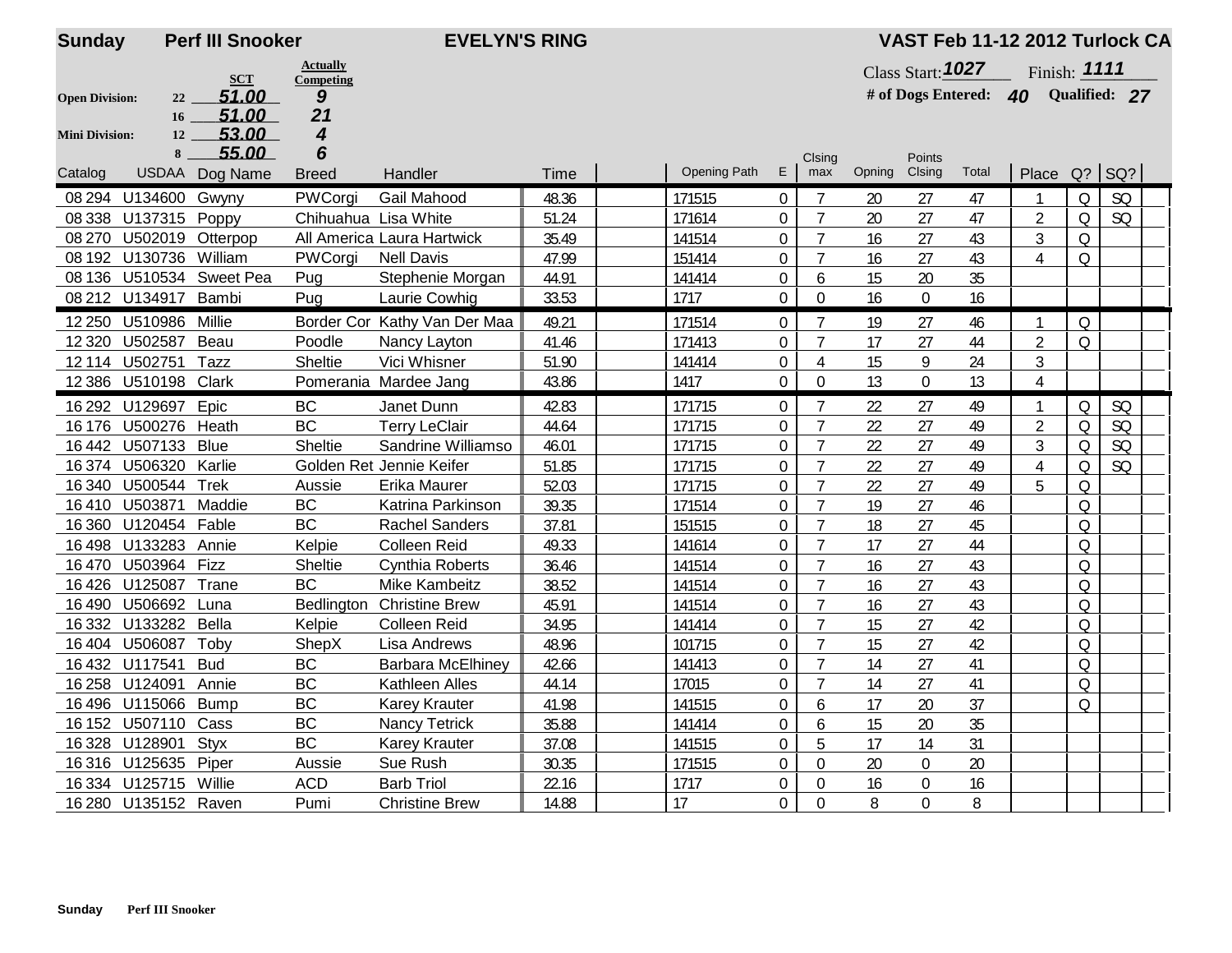**Sunday** **Perf III Snooker** **EVELYN'S RING** **VAST Feb 11-12 2012 Turlock CA**

Class Start: **1027** Finish: **1111**

**# of Dogs Entered: 40** **Qualified: 27**

| | | SCT | Actually Competing |
|---|---|---|---|
| **Open Division:** | 22 | 51.00 | 9 |
| | 16 | 51.00 | 21 |
| **Mini Division:** | 12 | 53.00 | 4 |
| | 8 | 55.00 | 6 |

| Catalog | USDAA | Dog Name | Breed | Handler | Time | | Opening Path | E | Clsing max | Opning | Points Clsing | Total | Place | Q? | SQ? | |
|---|---|---|---|---|---|---|---|---|---|---|---|---|---|---|---|---|
| 08 294 | U134600 | Gwyny | PWCorgi | Gail Mahood | 48.36 | | 171515 | 0 | 7 | 20 | 27 | 47 | 1 | Q | SQ | |
| 08 338 | U137315 | Poppy | Chihuahua | Lisa White | 51.24 | | 171614 | 0 | 7 | 20 | 27 | 47 | 2 | Q | SQ | |
| 08 270 | U502019 | Otterpop | All America | Laura Hartwick | 35.49 | | 141514 | 0 | 7 | 16 | 27 | 43 | 3 | Q | | |
| 08 192 | U130736 | William | PWCorgi | Nell Davis | 47.99 | | 151414 | 0 | 7 | 16 | 27 | 43 | 4 | Q | | |
| 08 136 | U510534 | Sweet Pea | Pug | Stephenie Morgan | 44.91 | | 141414 | 0 | 6 | 15 | 20 | 35 | | | | |
| 08 212 | U134917 | Bambi | Pug | Laurie Cowhig | 33.53 | | 1717 | 0 | 0 | 16 | 0 | 16 | | | | |
| 12 250 | U510986 | Millie | Border Cor | Kathy Van Der Maa | 49.21 | | 171514 | 0 | 7 | 19 | 27 | 46 | 1 | Q | | |
| 12 320 | U502587 | Beau | Poodle | Nancy Layton | 41.46 | | 171413 | 0 | 7 | 17 | 27 | 44 | 2 | Q | | |
| 12 114 | U502751 | Tazz | Sheltie | Vici Whisner | 51.90 | | 141414 | 0 | 4 | 15 | 9 | 24 | 3 | | | |
| 12 386 | U510198 | Clark | Pomerania | Mardee Jang | 43.86 | | 1417 | 0 | 0 | 13 | 0 | 13 | 4 | | | |
| 16 292 | U129697 | Epic | BC | Janet Dunn | 42.83 | | 171715 | 0 | 7 | 22 | 27 | 49 | 1 | Q | SQ | |
| 16 176 | U500276 | Heath | BC | Terry LeClair | 44.64 | | 171715 | 0 | 7 | 22 | 27 | 49 | 2 | Q | SQ | |
| 16 442 | U507133 | Blue | Sheltie | Sandrine Williamso | 46.01 | | 171715 | 0 | 7 | 22 | 27 | 49 | 3 | Q | SQ | |
| 16 374 | U506320 | Karlie | Golden Ret | Jennie Keifer | 51.85 | | 171715 | 0 | 7 | 22 | 27 | 49 | 4 | Q | SQ | |
| 16 340 | U500544 | Trek | Aussie | Erika Maurer | 52.03 | | 171715 | 0 | 7 | 22 | 27 | 49 | 5 | Q | | |
| 16 410 | U503871 | Maddie | BC | Katrina Parkinson | 39.35 | | 171514 | 0 | 7 | 19 | 27 | 46 | | Q | | |
| 16 360 | U120454 | Fable | BC | Rachel Sanders | 37.81 | | 151515 | 0 | 7 | 18 | 27 | 45 | | Q | | |
| 16 498 | U133283 | Annie | Kelpie | Colleen Reid | 49.33 | | 141614 | 0 | 7 | 17 | 27 | 44 | | Q | | |
| 16 470 | U503964 | Fizz | Sheltie | Cynthia Roberts | 36.46 | | 141514 | 0 | 7 | 16 | 27 | 43 | | Q | | |
| 16 426 | U125087 | Trane | BC | Mike Kambeitz | 38.52 | | 141514 | 0 | 7 | 16 | 27 | 43 | | Q | | |
| 16 490 | U506692 | Luna | Bedlington | Christine Brew | 45.91 | | 141514 | 0 | 7 | 16 | 27 | 43 | | Q | | |
| 16 332 | U133282 | Bella | Kelpie | Colleen Reid | 34.95 | | 141414 | 0 | 7 | 15 | 27 | 42 | | Q | | |
| 16 404 | U506087 | Toby | ShepX | Lisa Andrews | 48.96 | | 101715 | 0 | 7 | 15 | 27 | 42 | | Q | | |
| 16 432 | U117541 | Bud | BC | Barbara McElhiney | 42.66 | | 141413 | 0 | 7 | 14 | 27 | 41 | | Q | | |
| 16 258 | U124091 | Annie | BC | Kathleen Alles | 44.14 | | 17015 | 0 | 7 | 14 | 27 | 41 | | Q | | |
| 16 496 | U115066 | Bump | BC | Karey Krauter | 41.98 | | 141515 | 0 | 6 | 17 | 20 | 37 | | Q | | |
| 16 152 | U507110 | Cass | BC | Nancy Tetrick | 35.88 | | 141414 | 0 | 6 | 15 | 20 | 35 | | | | |
| 16 328 | U128901 | Styx | BC | Karey Krauter | 37.08 | | 141515 | 0 | 5 | 17 | 14 | 31 | | | | |
| 16 316 | U125635 | Piper | Aussie | Sue Rush | 30.35 | | 171515 | 0 | 0 | 20 | 0 | 20 | | | | |
| 16 334 | U125715 | Willie | ACD | Barb Triol | 22.16 | | 1717 | 0 | 0 | 16 | 0 | 16 | | | | |
| 16 280 | U135152 | Raven | Pumi | Christine Brew | 14.88 | | 17 | 0 | 0 | 8 | 0 | 8 | | | | |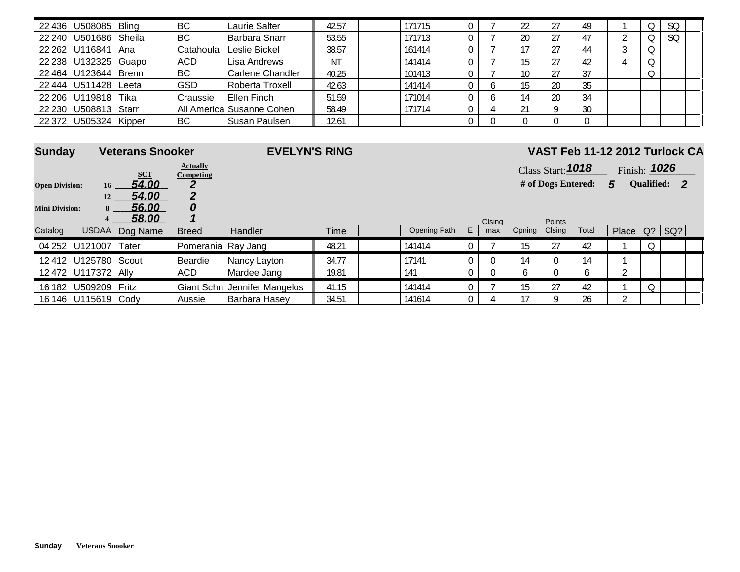| Catalog | USDAA | Dog Name | Breed | Handler | Time | | Opening Path | E | Clsing max | Opning | Points Clsing | Total | Place | Q? | SQ? | |
|---|---|---|---|---|---|---|---|---|---|---|---|---|---|---|---|---|
| 22 436 | U508085 | Bling | BC | Laurie Salter | 42.57 | | 171715 | 0 | 7 | 22 | 27 | 49 | 1 | Q | SQ | |
| 22 240 | U501686 | Sheila | BC | Barbara Snarr | 53.55 | | 171713 | 0 | 7 | 20 | 27 | 47 | 2 | Q | SQ | |
| 22 262 | U116841 | Ana | Catahoula | Leslie Bickel | 38.57 | | 161414 | 0 | 7 | 17 | 27 | 44 | 3 | Q | | |
| 22 238 | U132325 | Guapo | ACD | Lisa Andrews | NT | | 141414 | 0 | 7 | 15 | 27 | 42 | 4 | Q | | |
| 22 464 | U123644 | Brenn | BC | Carlene Chandler | 40.25 | | 101413 | 0 | 7 | 10 | 27 | 37 | | Q | | |
| 22 444 | U511428 | Leeta | GSD | Roberta Troxell | 42.63 | | 141414 | 0 | 6 | 15 | 20 | 35 | | | | |
| 22 206 | U119818 | Tika | Craussie | Ellen Finch | 51.59 | | 171014 | 0 | 6 | 14 | 20 | 34 | | | | |
| 22 230 | U508813 | Starr | All America | Susanne Cohen | 58.49 | | 171714 | 0 | 4 | 21 | 9 | 30 | | | | |
| 22 372 | U505324 | Kipper | BC | Susan Paulsen | 12.61 | | | 0 | 0 | 0 | 0 | 0 | | | | |

**Sunday** **Veterans Snooker** **EVELYN'S RING** **VAST Feb 11-12 2012 Turlock CA**

Class Start: *1018* Finish: *1026*

**# of Dogs Entered:** *5* **Qualified:** *2*

| | | SCT | Actually Competing |
|---|---|---|---|
| **Open Division:** | 16 | *54.00* | *2* |
| | 12 | *54.00* | *2* |
| **Mini Division:** | 8 | *56.00* | *0* |
| | 4 | *58.00* | *1* |

| Catalog | USDAA | Dog Name | Breed | Handler | Time | | Opening Path | E | Clsing max | Opning | Points Clsing | Total | Place | Q? | SQ? | |
|---|---|---|---|---|---|---|---|---|---|---|---|---|---|---|---|---|
| 04 252 | U121007 | Tater | Pomerania | Ray Jang | 48.21 | | 141414 | 0 | 7 | 15 | 27 | 42 | 1 | Q | | |
| 12 412 | U125780 | Scout | Beardie | Nancy Layton | 34.77 | | 17141 | 0 | 0 | 14 | 0 | 14 | 1 | | | |
| 12 472 | U117372 | Ally | ACD | Mardee Jang | 19.81 | | 141 | 0 | 0 | 6 | 0 | 6 | 2 | | | |
| 16 182 | U509209 | Fritz | Giant Schn | Jennifer Mangelos | 41.15 | | 141414 | 0 | 7 | 15 | 27 | 42 | 1 | Q | | |
| 16 146 | U115619 | Cody | Aussie | Barbara Hasey | 34.51 | | 141614 | 0 | 4 | 17 | 9 | 26 | 2 | | | |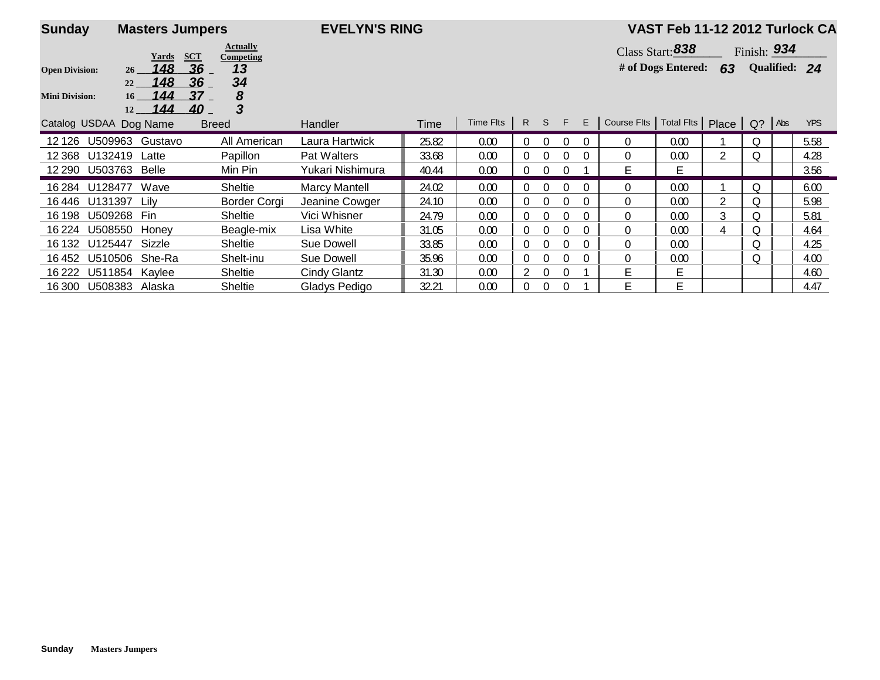**Sunday** **Masters Jumpers** **EVELYN'S RING** **VAST Feb 11-12 2012 Turlock CA**

| | Yards | SCT | Actually Competing |
|---|---|---|---|
| **Open Division:** 26 | 148 | 36 | 13 |
| 22 | 148 | 36 | 34 |
| **Mini Division:** 16 | 144 | 37 | 8 |
| 12 | 144 | 40 | 3 |

Class Start: 838 Finish: 934

# of Dogs Entered: 63 Qualified: 24

| Catalog | USDAA | Dog Name | Breed | Handler | Time | Time Flts | R | S | F | E | Course Flts | Total Flts | Place | Q? | Abs | YPS |
|---|---|---|---|---|---|---|---|---|---|---|---|---|---|---|---|---|
| 12 126 | U509963 | Gustavo | All American | Laura Hartwick | 25.82 | 0.00 | 0 | 0 | 0 | 0 | 0 | 0.00 | 1 | Q | | 5.58 |
| 12 368 | U132419 | Latte | Papillon | Pat Walters | 33.68 | 0.00 | 0 | 0 | 0 | 0 | 0 | 0.00 | 2 | Q | | 4.28 |
| 12 290 | U503763 | Belle | Min Pin | Yukari Nishimura | 40.44 | 0.00 | 0 | 0 | 0 | 1 | E | E | | | | 3.56 |
| 16 284 | U128477 | Wave | Sheltie | Marcy Mantell | 24.02 | 0.00 | 0 | 0 | 0 | 0 | 0 | 0.00 | 1 | Q | | 6.00 |
| 16 446 | U131397 | Lily | Border Corgi | Jeanine Cowger | 24.10 | 0.00 | 0 | 0 | 0 | 0 | 0 | 0.00 | 2 | Q | | 5.98 |
| 16 198 | U509268 | Fin | Sheltie | Vici Whisner | 24.79 | 0.00 | 0 | 0 | 0 | 0 | 0 | 0.00 | 3 | Q | | 5.81 |
| 16 224 | U508550 | Honey | Beagle-mix | Lisa White | 31.05 | 0.00 | 0 | 0 | 0 | 0 | 0 | 0.00 | 4 | Q | | 4.64 |
| 16 132 | U125447 | Sizzle | Sheltie | Sue Dowell | 33.85 | 0.00 | 0 | 0 | 0 | 0 | 0 | 0.00 | | Q | | 4.25 |
| 16 452 | U510506 | She-Ra | Shelt-inu | Sue Dowell | 35.96 | 0.00 | 0 | 0 | 0 | 0 | 0 | 0.00 | | Q | | 4.00 |
| 16 222 | U511854 | Kaylee | Sheltie | Cindy Glantz | 31.30 | 0.00 | 2 | 0 | 0 | 1 | E | E | | | | 4.60 |
| 16 300 | U508383 | Alaska | Sheltie | Gladys Pedigo | 32.21 | 0.00 | 0 | 0 | 0 | 1 | E | E | | | | 4.47 |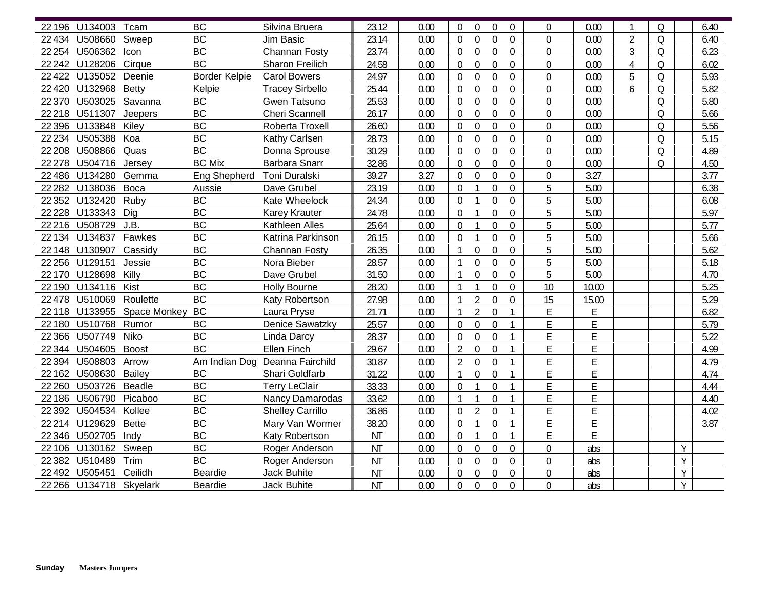| | | | | | | | | | | | | | | | | | |
|---|---|---|---|---|---|---|---|---|---|---|---|---|---|---|---|---|---|
| 22 196 | U134003 | Tcam | BC | Silvina Bruera | 23.12 | 0.00 | 0 | 0 | 0 | 0 | 0 | 0.00 | 1 | Q | | 6.40 |
| 22 434 | U508660 | Sweep | BC | Jim Basic | 23.14 | 0.00 | 0 | 0 | 0 | 0 | 0 | 0.00 | 2 | Q | | 6.40 |
| 22 254 | U506362 | Icon | BC | Channan Fosty | 23.74 | 0.00 | 0 | 0 | 0 | 0 | 0 | 0.00 | 3 | Q | | 6.23 |
| 22 242 | U128206 | Cirque | BC | Sharon Freilich | 24.58 | 0.00 | 0 | 0 | 0 | 0 | 0 | 0.00 | 4 | Q | | 6.02 |
| 22 422 | U135052 | Deenie | Border Kelpie | Carol Bowers | 24.97 | 0.00 | 0 | 0 | 0 | 0 | 0 | 0.00 | 5 | Q | | 5.93 |
| 22 420 | U132968 | Betty | Kelpie | Tracey Sirbello | 25.44 | 0.00 | 0 | 0 | 0 | 0 | 0 | 0.00 | 6 | Q | | 5.82 |
| 22 370 | U503025 | Savanna | BC | Gwen Tatsuno | 25.53 | 0.00 | 0 | 0 | 0 | 0 | 0 | 0.00 | | Q | | 5.80 |
| 22 218 | U511307 | Jeepers | BC | Cheri Scannell | 26.17 | 0.00 | 0 | 0 | 0 | 0 | 0 | 0.00 | | Q | | 5.66 |
| 22 396 | U133848 | Kiley | BC | Roberta Troxell | 26.60 | 0.00 | 0 | 0 | 0 | 0 | 0 | 0.00 | | Q | | 5.56 |
| 22 234 | U505388 | Koa | BC | Kathy Carlsen | 28.73 | 0.00 | 0 | 0 | 0 | 0 | 0 | 0.00 | | Q | | 5.15 |
| 22 208 | U508866 | Quas | BC | Donna Sprouse | 30.29 | 0.00 | 0 | 0 | 0 | 0 | 0 | 0.00 | | Q | | 4.89 |
| 22 278 | U504716 | Jersey | BC Mix | Barbara Snarr | 32.86 | 0.00 | 0 | 0 | 0 | 0 | 0 | 0.00 | | Q | | 4.50 |
| 22 486 | U134280 | Gemma | Eng Shepherd | Toni Duralski | 39.27 | 3.27 | 0 | 0 | 0 | 0 | 0 | 3.27 | | | | 3.77 |
| 22 282 | U138036 | Boca | Aussie | Dave Grubel | 23.19 | 0.00 | 0 | 1 | 0 | 0 | 5 | 5.00 | | | | 6.38 |
| 22 352 | U132420 | Ruby | BC | Kate Wheelock | 24.34 | 0.00 | 0 | 1 | 0 | 0 | 5 | 5.00 | | | | 6.08 |
| 22 228 | U133343 | Dig | BC | Karey Krauter | 24.78 | 0.00 | 0 | 1 | 0 | 0 | 5 | 5.00 | | | | 5.97 |
| 22 216 | U508729 | J.B. | BC | Kathleen Alles | 25.64 | 0.00 | 0 | 1 | 0 | 0 | 5 | 5.00 | | | | 5.77 |
| 22 134 | U134837 | Fawkes | BC | Katrina Parkinson | 26.15 | 0.00 | 0 | 1 | 0 | 0 | 5 | 5.00 | | | | 5.66 |
| 22 148 | U130907 | Cassidy | BC | Channan Fosty | 26.35 | 0.00 | 1 | 0 | 0 | 0 | 5 | 5.00 | | | | 5.62 |
| 22 256 | U129151 | Jessie | BC | Nora Bieber | 28.57 | 0.00 | 1 | 0 | 0 | 0 | 5 | 5.00 | | | | 5.18 |
| 22 170 | U128698 | Killy | BC | Dave Grubel | 31.50 | 0.00 | 1 | 0 | 0 | 0 | 5 | 5.00 | | | | 4.70 |
| 22 190 | U134116 | Kist | BC | Holly Bourne | 28.20 | 0.00 | 1 | 1 | 0 | 0 | 10 | 10.00 | | | | 5.25 |
| 22 478 | U510069 | Roulette | BC | Katy Robertson | 27.98 | 0.00 | 1 | 2 | 0 | 0 | 15 | 15.00 | | | | 5.29 |
| 22 118 | U133955 | Space Monkey | BC | Laura Pryse | 21.71 | 0.00 | 1 | 2 | 0 | 1 | E | E | | | | 6.82 |
| 22 180 | U510768 | Rumor | BC | Denice Sawatzky | 25.57 | 0.00 | 0 | 0 | 0 | 1 | E | E | | | | 5.79 |
| 22 366 | U507749 | Niko | BC | Linda Darcy | 28.37 | 0.00 | 0 | 0 | 0 | 1 | E | E | | | | 5.22 |
| 22 344 | U504605 | Boost | BC | Ellen Finch | 29.67 | 0.00 | 2 | 0 | 0 | 1 | E | E | | | | 4.99 |
| 22 394 | U508803 | Arrow | Am Indian Dog | Deanna Fairchild | 30.87 | 0.00 | 2 | 0 | 0 | 1 | E | E | | | | 4.79 |
| 22 162 | U508630 | Bailey | BC | Shari Goldfarb | 31.22 | 0.00 | 1 | 0 | 0 | 1 | E | E | | | | 4.74 |
| 22 260 | U503726 | Beadle | BC | Terry LeClair | 33.33 | 0.00 | 0 | 1 | 0 | 1 | E | E | | | | 4.44 |
| 22 186 | U506790 | Picaboo | BC | Nancy Damarodas | 33.62 | 0.00 | 1 | 1 | 0 | 1 | E | E | | | | 4.40 |
| 22 392 | U504534 | Kollee | BC | Shelley Carrillo | 36.86 | 0.00 | 0 | 2 | 0 | 1 | E | E | | | | 4.02 |
| 22 214 | U129629 | Bette | BC | Mary Van Wormer | 38.20 | 0.00 | 0 | 1 | 0 | 1 | E | E | | | | 3.87 |
| 22 346 | U502705 | Indy | BC | Katy Robertson | NT | 0.00 | 0 | 1 | 0 | 1 | E | E | | | | |
| 22 106 | U130162 | Sweep | BC | Roger Anderson | NT | 0.00 | 0 | 0 | 0 | 0 | 0 | abs | | | Y | |
| 22 382 | U510489 | Trim | BC | Roger Anderson | NT | 0.00 | 0 | 0 | 0 | 0 | 0 | abs | | | Y | |
| 22 492 | U505451 | Ceilidh | Beardie | Jack Buhite | NT | 0.00 | 0 | 0 | 0 | 0 | 0 | abs | | | Y | |
| 22 266 | U134718 | Skyelark | Beardie | Jack Buhite | NT | 0.00 | 0 | 0 | 0 | 0 | 0 | abs | | | Y | |

**Sunday** **Masters Jumpers**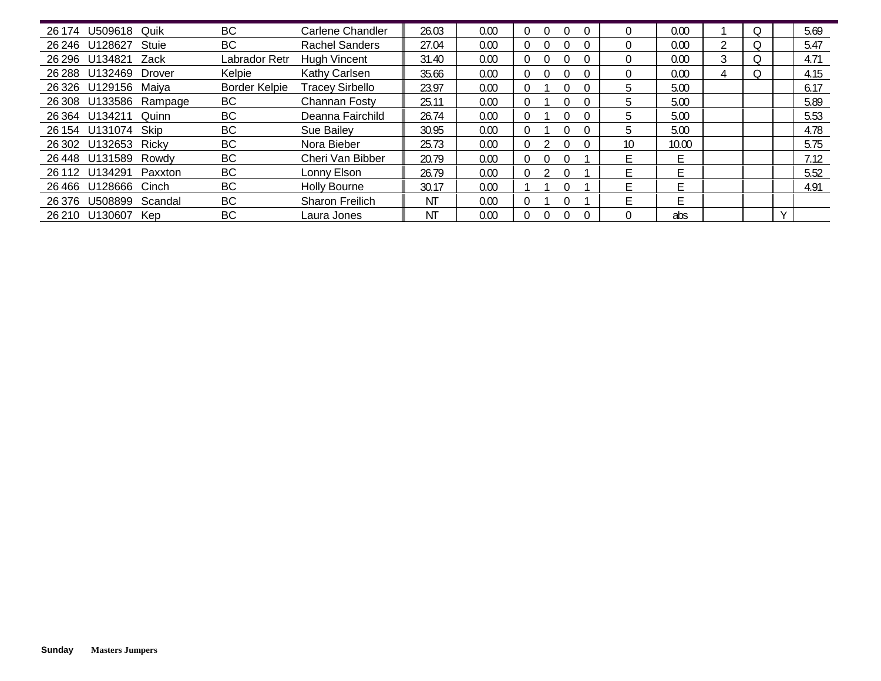| | | | | | | | | | | | | | | | | |
|---|---|---|---|---|---|---|---|---|---|---|---|---|---|---|---|---|
| 26 174 | U509618 | Quik | BC | Carlene Chandler | 26.03 | 0.00 | 0 | 0 | 0 | 0 | 0 | 0.00 | 1 | Q | | 5.69 |
| 26 246 | U128627 | Stuie | BC | Rachel Sanders | 27.04 | 0.00 | 0 | 0 | 0 | 0 | 0 | 0.00 | 2 | Q | | 5.47 |
| 26 296 | U134821 | Zack | Labrador Retr | Hugh Vincent | 31.40 | 0.00 | 0 | 0 | 0 | 0 | 0 | 0.00 | 3 | Q | | 4.71 |
| 26 288 | U132469 | Drover | Kelpie | Kathy Carlsen | 35.66 | 0.00 | 0 | 0 | 0 | 0 | 0 | 0.00 | 4 | Q | | 4.15 |
| 26 326 | U129156 | Maiya | Border Kelpie | Tracey Sirbello | 23.97 | 0.00 | 0 | 1 | 0 | 0 | 5 | 5.00 | | | | 6.17 |
| 26 308 | U133586 | Rampage | BC | Channan Fosty | 25.11 | 0.00 | 0 | 1 | 0 | 0 | 5 | 5.00 | | | | 5.89 |
| 26 364 | U134211 | Quinn | BC | Deanna Fairchild | 26.74 | 0.00 | 0 | 1 | 0 | 0 | 5 | 5.00 | | | | 5.53 |
| 26 154 | U131074 | Skip | BC | Sue Bailey | 30.95 | 0.00 | 0 | 1 | 0 | 0 | 5 | 5.00 | | | | 4.78 |
| 26 302 | U132653 | Ricky | BC | Nora Bieber | 25.73 | 0.00 | 0 | 2 | 0 | 0 | 10 | 10.00 | | | | 5.75 |
| 26 448 | U131589 | Rowdy | BC | Cheri Van Bibber | 20.79 | 0.00 | 0 | 0 | 0 | 1 | E | E | | | | 7.12 |
| 26 112 | U134291 | Paxxton | BC | Lonny Elson | 26.79 | 0.00 | 0 | 2 | 0 | 1 | E | E | | | | 5.52 |
| 26 466 | U128666 | Cinch | BC | Holly Bourne | 30.17 | 0.00 | 1 | 1 | 0 | 1 | E | E | | | | 4.91 |
| 26 376 | U508899 | Scandal | BC | Sharon Freilich | NT | 0.00 | 0 | 1 | 0 | 1 | E | E | | | | |
| 26 210 | U130607 | Kep | BC | Laura Jones | NT | 0.00 | 0 | 0 | 0 | 0 | 0 | abs | | | Y | |

**Sunday** **Masters Jumpers**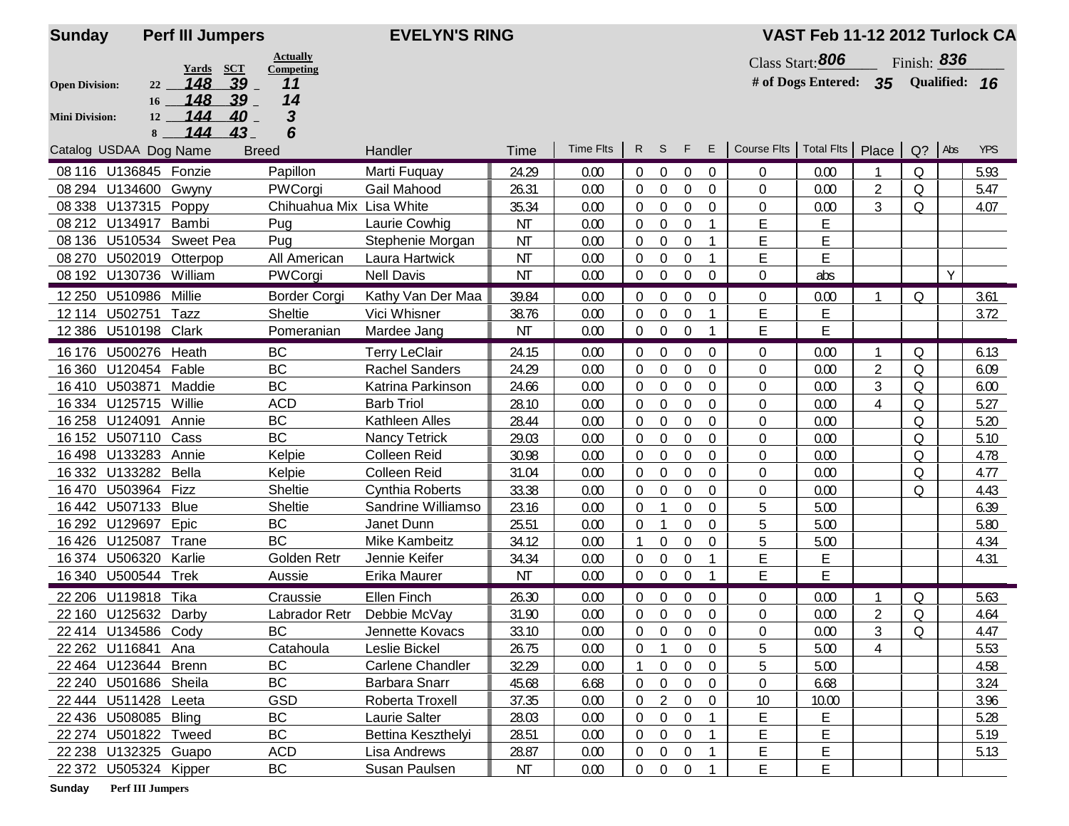**Sunday** **Perf III Jumpers** **EVELYN'S RING** **VAST Feb 11-12 2012 Turlock CA**

| | Height | Yards | SCT | Actually Competing |
|---|---|---|---|---|
| Open Division: | 22 | 148 | 39 | 11 |
| | 16 | 148 | 39 | 14 |
| Mini Division: | 12 | 144 | 40 | 3 |
| | 8 | 144 | 43 | 6 |

Class Start: 806 Finish: 836

# of Dogs Entered: 35 Qualified: 16

| Catalog | USDAA | Dog Name | Breed | Handler | Time | Time Flts | R | S | F | E | Course Flts | Total Flts | Place | Q? | Abs | YPS |
|---|---|---|---|---|---|---|---|---|---|---|---|---|---|---|---|---|
| 08 116 | U136845 | Fonzie | Papillon | Marti Fuquay | 24.29 | 0.00 | 0 | 0 | 0 | 0 | 0 | 0.00 | 1 | Q | | 5.93 |
| 08 294 | U134600 | Gwyny | PWCorgi | Gail Mahood | 26.31 | 0.00 | 0 | 0 | 0 | 0 | 0 | 0.00 | 2 | Q | | 5.47 |
| 08 338 | U137315 | Poppy | Chihuahua Mix | Lisa White | 35.34 | 0.00 | 0 | 0 | 0 | 0 | 0 | 0.00 | 3 | Q | | 4.07 |
| 08 212 | U134917 | Bambi | Pug | Laurie Cowhig | NT | 0.00 | 0 | 0 | 0 | 1 | E | E | | | | |
| 08 136 | U510534 | Sweet Pea | Pug | Stephenie Morgan | NT | 0.00 | 0 | 0 | 0 | 1 | E | E | | | | |
| 08 270 | U502019 | Otterpop | All American | Laura Hartwick | NT | 0.00 | 0 | 0 | 0 | 1 | E | E | | | | |
| 08 192 | U130736 | William | PWCorgi | Nell Davis | NT | 0.00 | 0 | 0 | 0 | 0 | 0 | abs | | | Y | |
| 12 250 | U510986 | Millie | Border Corgi | Kathy Van Der Maa | 39.84 | 0.00 | 0 | 0 | 0 | 0 | 0 | 0.00 | 1 | Q | | 3.61 |
| 12 114 | U502751 | Tazz | Sheltie | Vici Whisner | 38.76 | 0.00 | 0 | 0 | 0 | 1 | E | E | | | | 3.72 |
| 12 386 | U510198 | Clark | Pomeranian | Mardee Jang | NT | 0.00 | 0 | 0 | 0 | 1 | E | E | | | | |
| 16 176 | U500276 | Heath | BC | Terry LeClair | 24.15 | 0.00 | 0 | 0 | 0 | 0 | 0 | 0.00 | 1 | Q | | 6.13 |
| 16 360 | U120454 | Fable | BC | Rachel Sanders | 24.29 | 0.00 | 0 | 0 | 0 | 0 | 0 | 0.00 | 2 | Q | | 6.09 |
| 16 410 | U503871 | Maddie | BC | Katrina Parkinson | 24.66 | 0.00 | 0 | 0 | 0 | 0 | 0 | 0.00 | 3 | Q | | 6.00 |
| 16 334 | U125715 | Willie | ACD | Barb Triol | 28.10 | 0.00 | 0 | 0 | 0 | 0 | 0 | 0.00 | 4 | Q | | 5.27 |
| 16 258 | U124091 | Annie | BC | Kathleen Alles | 28.44 | 0.00 | 0 | 0 | 0 | 0 | 0 | 0.00 | | Q | | 5.20 |
| 16 152 | U507110 | Cass | BC | Nancy Tetrick | 29.03 | 0.00 | 0 | 0 | 0 | 0 | 0 | 0.00 | | Q | | 5.10 |
| 16 498 | U133283 | Annie | Kelpie | Colleen Reid | 30.98 | 0.00 | 0 | 0 | 0 | 0 | 0 | 0.00 | | Q | | 4.78 |
| 16 332 | U133282 | Bella | Kelpie | Colleen Reid | 31.04 | 0.00 | 0 | 0 | 0 | 0 | 0 | 0.00 | | Q | | 4.77 |
| 16 470 | U503964 | Fizz | Sheltie | Cynthia Roberts | 33.38 | 0.00 | 0 | 0 | 0 | 0 | 0 | 0.00 | | Q | | 4.43 |
| 16 442 | U507133 | Blue | Sheltie | Sandrine Williamso | 23.16 | 0.00 | 0 | 1 | 0 | 0 | 5 | 5.00 | | | | 6.39 |
| 16 292 | U129697 | Epic | BC | Janet Dunn | 25.51 | 0.00 | 0 | 1 | 0 | 0 | 5 | 5.00 | | | | 5.80 |
| 16 426 | U125087 | Trane | BC | Mike Kambeitz | 34.12 | 0.00 | 1 | 0 | 0 | 0 | 5 | 5.00 | | | | 4.34 |
| 16 374 | U506320 | Karlie | Golden Retr | Jennie Keifer | 34.34 | 0.00 | 0 | 0 | 0 | 1 | E | E | | | | 4.31 |
| 16 340 | U500544 | Trek | Aussie | Erika Maurer | NT | 0.00 | 0 | 0 | 0 | 1 | E | E | | | | |
| 22 206 | U119818 | Tika | Craussie | Ellen Finch | 26.30 | 0.00 | 0 | 0 | 0 | 0 | 0 | 0.00 | 1 | Q | | 5.63 |
| 22 160 | U125632 | Darby | Labrador Retr | Debbie McVay | 31.90 | 0.00 | 0 | 0 | 0 | 0 | 0 | 0.00 | 2 | Q | | 4.64 |
| 22 414 | U134586 | Cody | BC | Jennette Kovacs | 33.10 | 0.00 | 0 | 0 | 0 | 0 | 0 | 0.00 | 3 | Q | | 4.47 |
| 22 262 | U116841 | Ana | Catahoula | Leslie Bickel | 26.75 | 0.00 | 0 | 1 | 0 | 0 | 5 | 5.00 | 4 | | | 5.53 |
| 22 464 | U123644 | Brenn | BC | Carlene Chandler | 32.29 | 0.00 | 1 | 0 | 0 | 0 | 5 | 5.00 | | | | 4.58 |
| 22 240 | U501686 | Sheila | BC | Barbara Snarr | 45.68 | 6.68 | 0 | 0 | 0 | 0 | 0 | 6.68 | | | | 3.24 |
| 22 444 | U511428 | Leeta | GSD | Roberta Troxell | 37.35 | 0.00 | 0 | 2 | 0 | 0 | 10 | 10.00 | | | | 3.96 |
| 22 436 | U508085 | Bling | BC | Laurie Salter | 28.03 | 0.00 | 0 | 0 | 0 | 1 | E | E | | | | 5.28 |
| 22 274 | U501822 | Tweed | BC | Bettina Keszthelyi | 28.51 | 0.00 | 0 | 0 | 0 | 1 | E | E | | | | 5.19 |
| 22 238 | U132325 | Guapo | ACD | Lisa Andrews | 28.87 | 0.00 | 0 | 0 | 0 | 1 | E | E | | | | 5.13 |
| 22 372 | U505324 | Kipper | BC | Susan Paulsen | NT | 0.00 | 0 | 0 | 0 | 1 | E | E | | | | |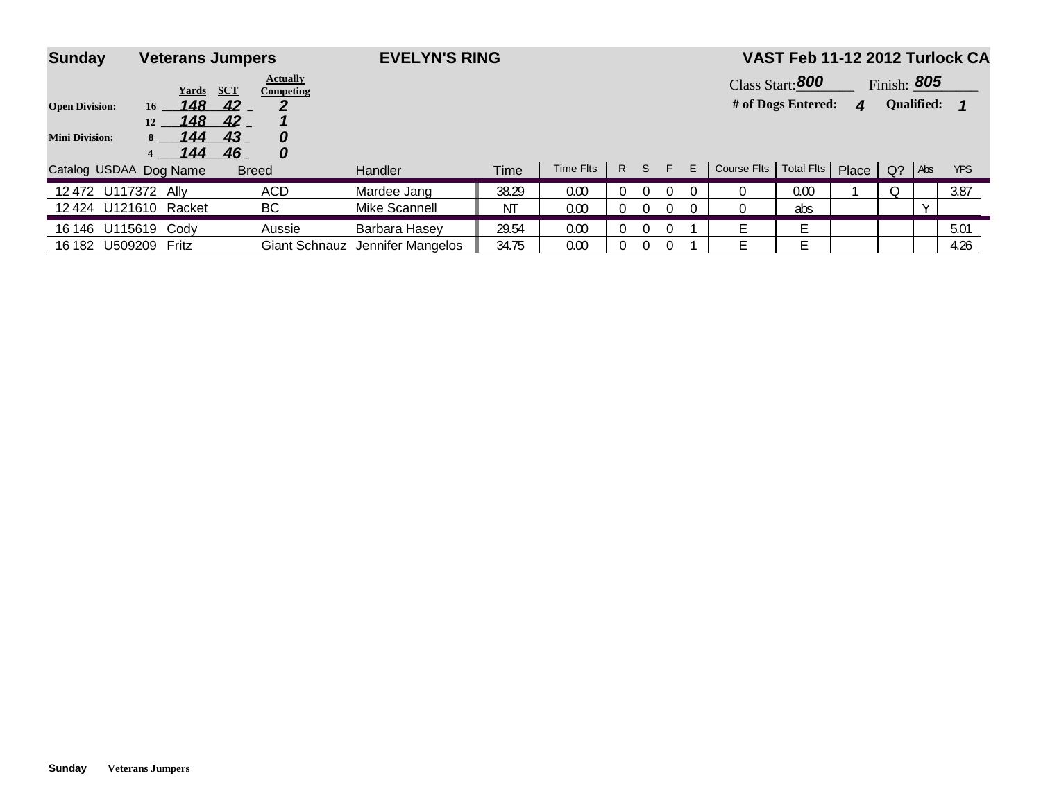**Sunday** **Veterans Jumpers** **EVELYN'S RING** **VAST Feb 11-12 2012 Turlock CA**

| | | Yards | SCT | Actually Competing |
|---|---|---|---|---|
| **Open Division:** | 16 | *148* | *42* | *2* |
| | 12 | *148* | *42* | *1* |
| **Mini Division:** | 8 | *144* | *43* | *0* |
| | 4 | *144* | *46* | *0* |

Class Start: *800* Finish: *805*

**# of Dogs Entered:** *4* **Qualified:** *1*

| Catalog | USDAA | Dog Name | Breed | Handler | Time | Time Flts | R | S | F | E | Course Flts | Total Flts | Place | Q? | Abs | YPS |
|---|---|---|---|---|---|---|---|---|---|---|---|---|---|---|---|---|
| 12 472 | U117372 | Ally | ACD | Mardee Jang | 38.29 | 0.00 | 0 | 0 | 0 | 0 | 0 | 0.00 | 1 | Q | | 3.87 |
| 12 424 | U121610 | Racket | BC | Mike Scannell | NT | 0.00 | 0 | 0 | 0 | 0 | 0 | abs | | | Y | |
| 16 146 | U115619 | Cody | Aussie | Barbara Hasey | 29.54 | 0.00 | 0 | 0 | 0 | 1 | E | E | | | | 5.01 |
| 16 182 | U509209 | Fritz | Giant Schnauz | Jennifer Mangelos | 34.75 | 0.00 | 0 | 0 | 0 | 1 | E | E | | | | 4.26 |